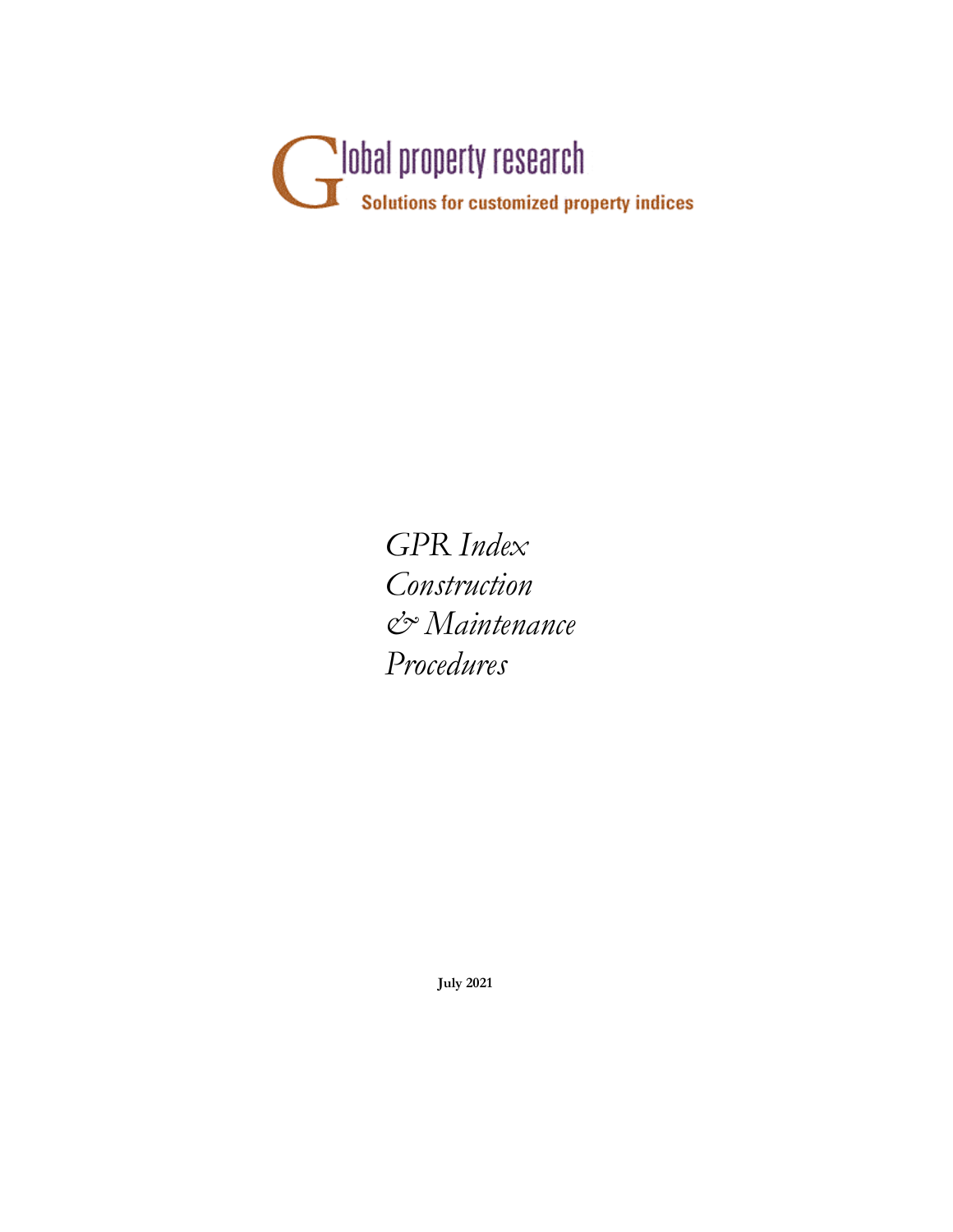Global property research

Solutions for customized property indices

# *GPR Index Construction & Maintenance Procedures*

**July 2021**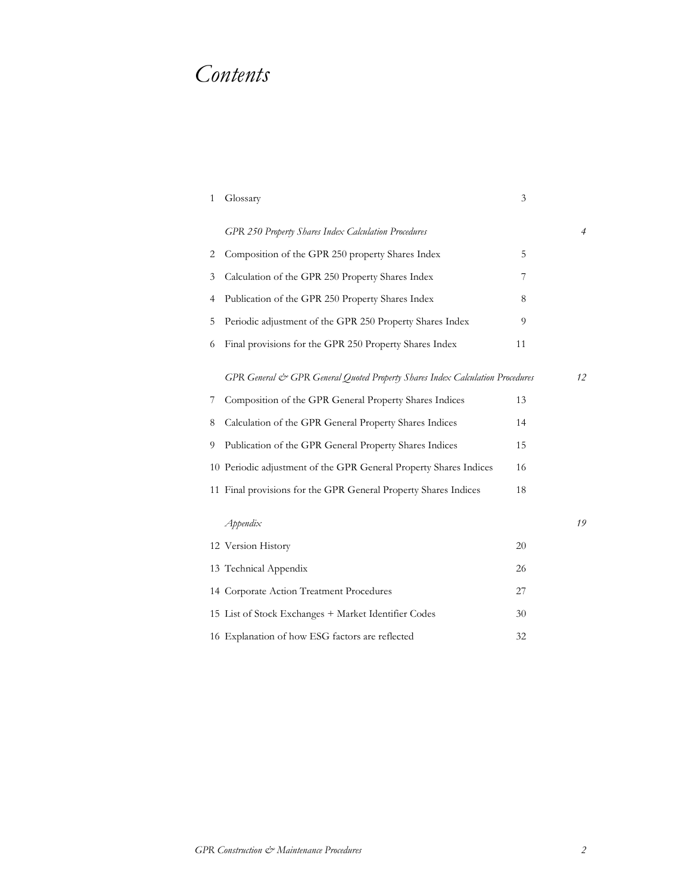# *Contents*

| | | | |
|---|---|---|---|
| 1 | Glossary | 3 | |
| | *GPR 250 Property Shares Index Calculation Procedures* | | *4* |
| 2 | Composition of the GPR 250 property Shares Index | 5 | |
| 3 | Calculation of the GPR 250 Property Shares Index | 7 | |
| 4 | Publication of the GPR 250 Property Shares Index | 8 | |
| 5 | Periodic adjustment of the GPR 250 Property Shares Index | 9 | |
| 6 | Final provisions for the GPR 250 Property Shares Index | 11 | |
| | *GPR General & GPR General Quoted Property Shares Index Calculation Procedures* | | *12* |
| 7 | Composition of the GPR General Property Shares Indices | 13 | |
| 8 | Calculation of the GPR General Property Shares Indices | 14 | |
| 9 | Publication of the GPR General Property Shares Indices | 15 | |
| 10 | Periodic adjustment of the GPR General Property Shares Indices | 16 | |
| 11 | Final provisions for the GPR General Property Shares Indices | 18 | |
| | *Appendix* | | *19* |
| 12 | Version History | 20 | |
| 13 | Technical Appendix | 26 | |
| 14 | Corporate Action Treatment Procedures | 27 | |
| 15 | List of Stock Exchanges + Market Identifier Codes | 30 | |
| 16 | Explanation of how ESG factors are reflected | 32 | |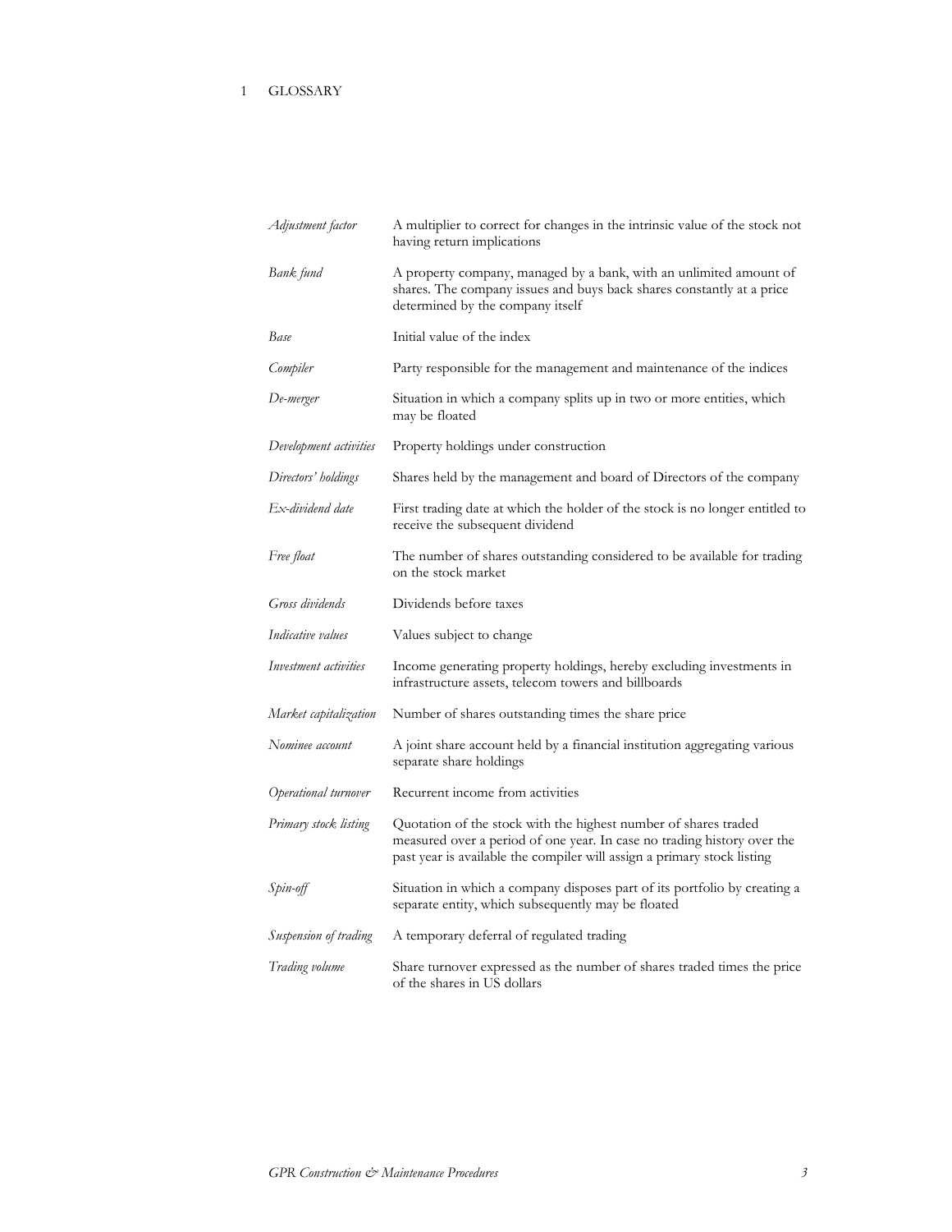# 1 GLOSSARY

| | |
|---|---|
| *Adjustment factor* | A multiplier to correct for changes in the intrinsic value of the stock not having return implications |
| *Bank fund* | A property company, managed by a bank, with an unlimited amount of shares. The company issues and buys back shares constantly at a price determined by the company itself |
| *Base* | Initial value of the index |
| *Compiler* | Party responsible for the management and maintenance of the indices |
| *De-merger* | Situation in which a company splits up in two or more entities, which may be floated |
| *Development activities* | Property holdings under construction |
| *Directors' holdings* | Shares held by the management and board of Directors of the company |
| *Ex-dividend date* | First trading date at which the holder of the stock is no longer entitled to receive the subsequent dividend |
| *Free float* | The number of shares outstanding considered to be available for trading on the stock market |
| *Gross dividends* | Dividends before taxes |
| *Indicative values* | Values subject to change |
| *Investment activities* | Income generating property holdings, hereby excluding investments in infrastructure assets, telecom towers and billboards |
| *Market capitalization* | Number of shares outstanding times the share price |
| *Nominee account* | A joint share account held by a financial institution aggregating various separate share holdings |
| *Operational turnover* | Recurrent income from activities |
| *Primary stock listing* | Quotation of the stock with the highest number of shares traded measured over a period of one year. In case no trading history over the past year is available the compiler will assign a primary stock listing |
| *Spin-off* | Situation in which a company disposes part of its portfolio by creating a separate entity, which subsequently may be floated |
| *Suspension of trading* | A temporary deferral of regulated trading |
| *Trading volume* | Share turnover expressed as the number of shares traded times the price of the shares in US dollars |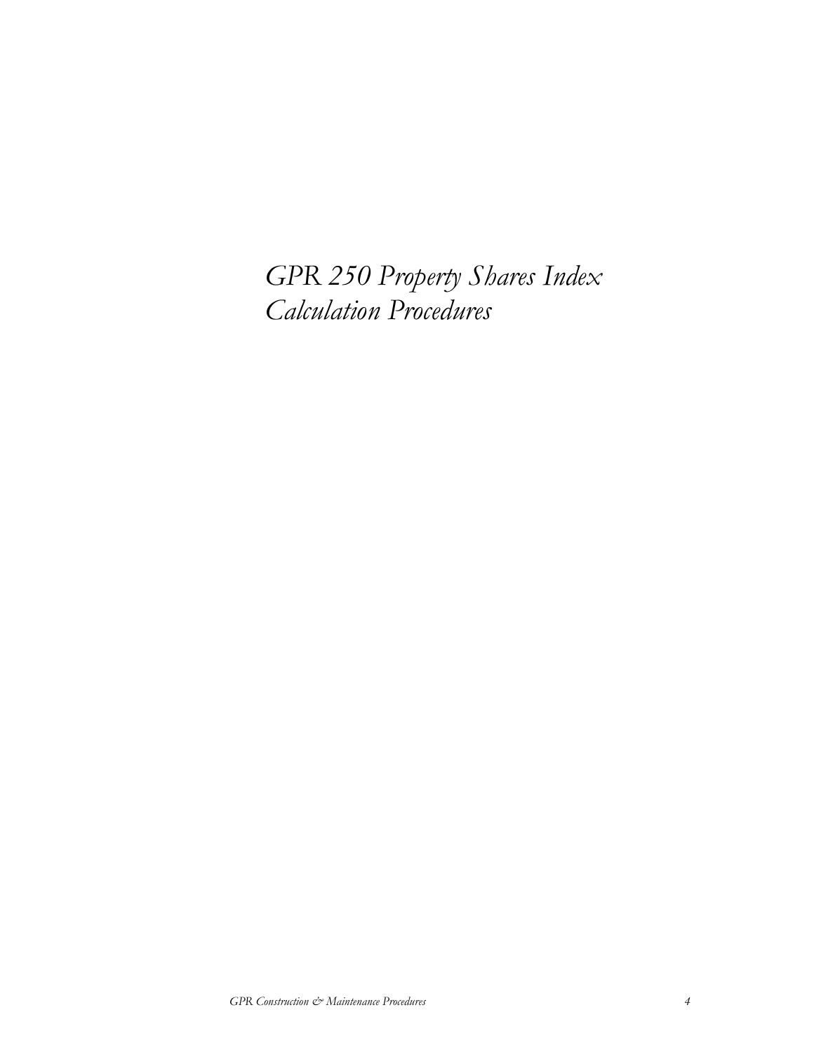# *GPR 250 Property Shares Index Calculation Procedures*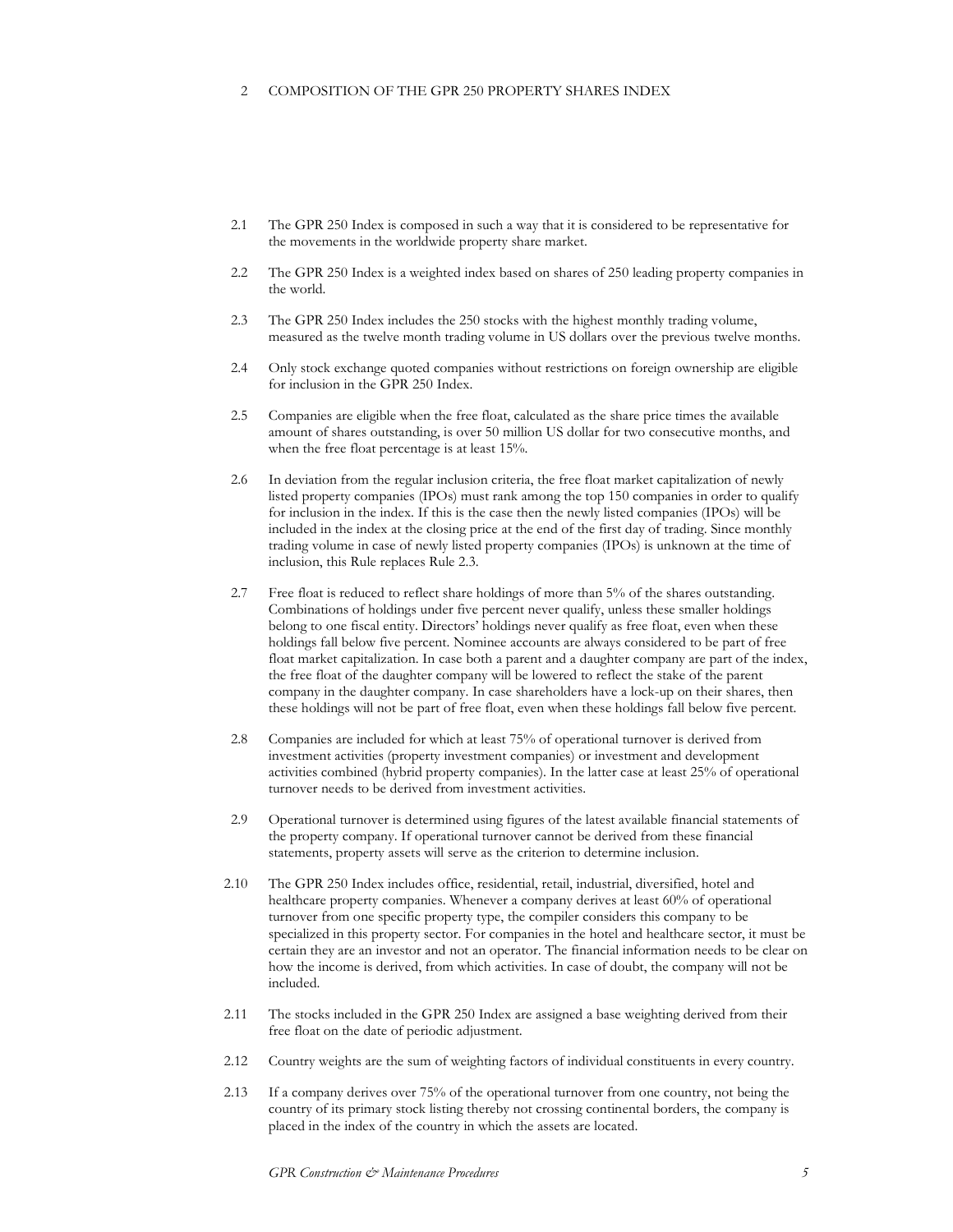## 2 COMPOSITION OF THE GPR 250 PROPERTY SHARES INDEX

2.1 The GPR 250 Index is composed in such a way that it is considered to be representative for the movements in the worldwide property share market.

2.2 The GPR 250 Index is a weighted index based on shares of 250 leading property companies in the world.

2.3 The GPR 250 Index includes the 250 stocks with the highest monthly trading volume, measured as the twelve month trading volume in US dollars over the previous twelve months.

2.4 Only stock exchange quoted companies without restrictions on foreign ownership are eligible for inclusion in the GPR 250 Index.

2.5 Companies are eligible when the free float, calculated as the share price times the available amount of shares outstanding, is over 50 million US dollar for two consecutive months, and when the free float percentage is at least 15%.

2.6 In deviation from the regular inclusion criteria, the free float market capitalization of newly listed property companies (IPOs) must rank among the top 150 companies in order to qualify for inclusion in the index. If this is the case then the newly listed companies (IPOs) will be included in the index at the closing price at the end of the first day of trading. Since monthly trading volume in case of newly listed property companies (IPOs) is unknown at the time of inclusion, this Rule replaces Rule 2.3.

2.7 Free float is reduced to reflect share holdings of more than 5% of the shares outstanding. Combinations of holdings under five percent never qualify, unless these smaller holdings belong to one fiscal entity. Directors' holdings never qualify as free float, even when these holdings fall below five percent. Nominee accounts are always considered to be part of free float market capitalization. In case both a parent and a daughter company are part of the index, the free float of the daughter company will be lowered to reflect the stake of the parent company in the daughter company. In case shareholders have a lock-up on their shares, then these holdings will not be part of free float, even when these holdings fall below five percent.

2.8 Companies are included for which at least 75% of operational turnover is derived from investment activities (property investment companies) or investment and development activities combined (hybrid property companies). In the latter case at least 25% of operational turnover needs to be derived from investment activities.

2.9 Operational turnover is determined using figures of the latest available financial statements of the property company. If operational turnover cannot be derived from these financial statements, property assets will serve as the criterion to determine inclusion.

2.10 The GPR 250 Index includes office, residential, retail, industrial, diversified, hotel and healthcare property companies. Whenever a company derives at least 60% of operational turnover from one specific property type, the compiler considers this company to be specialized in this property sector. For companies in the hotel and healthcare sector, it must be certain they are an investor and not an operator. The financial information needs to be clear on how the income is derived, from which activities. In case of doubt, the company will not be included.

2.11 The stocks included in the GPR 250 Index are assigned a base weighting derived from their free float on the date of periodic adjustment.

2.12 Country weights are the sum of weighting factors of individual constituents in every country.

2.13 If a company derives over 75% of the operational turnover from one country, not being the country of its primary stock listing thereby not crossing continental borders, the company is placed in the index of the country in which the assets are located.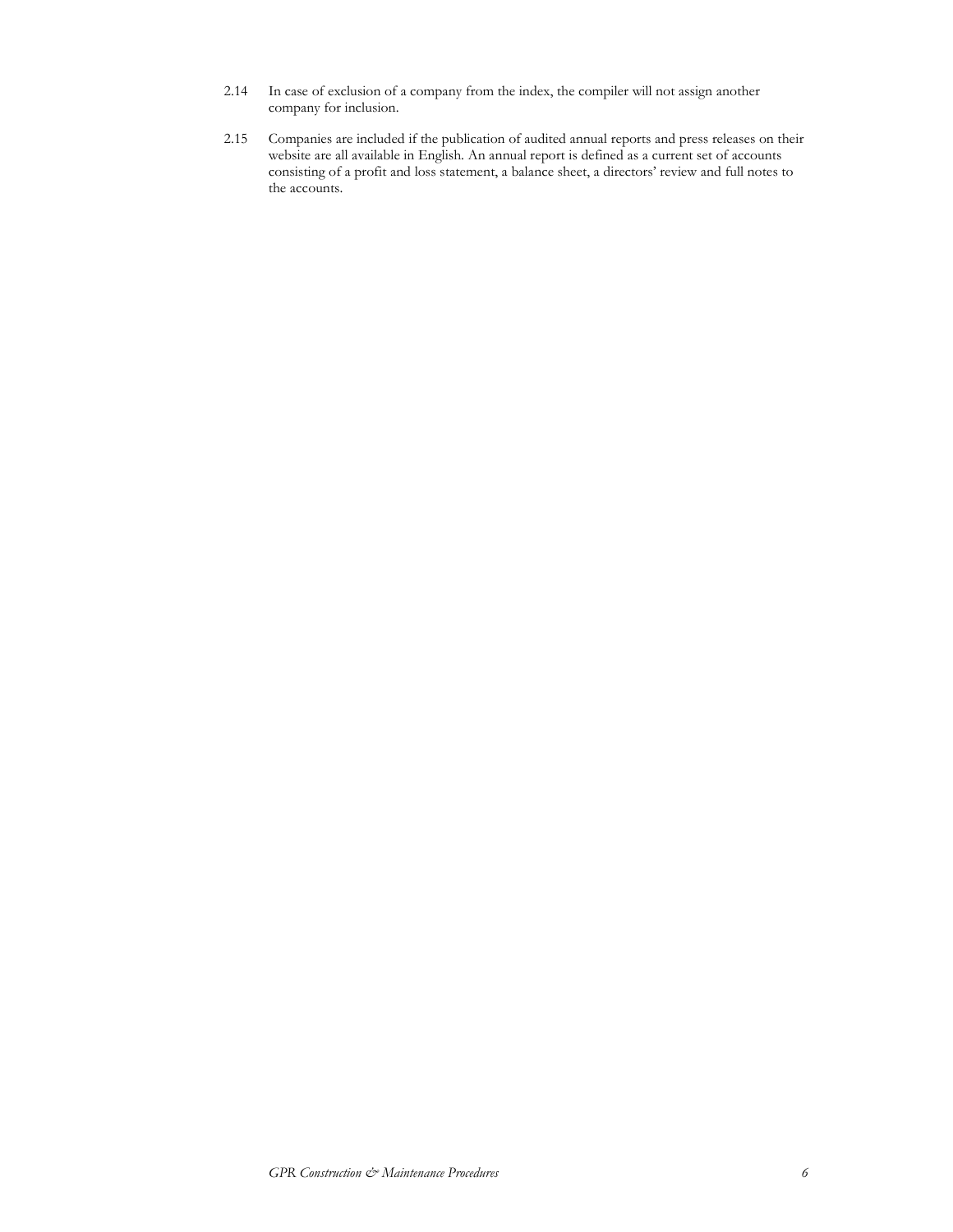2.14 In case of exclusion of a company from the index, the compiler will not assign another company for inclusion.

2.15 Companies are included if the publication of audited annual reports and press releases on their website are all available in English. An annual report is defined as a current set of accounts consisting of a profit and loss statement, a balance sheet, a directors' review and full notes to the accounts.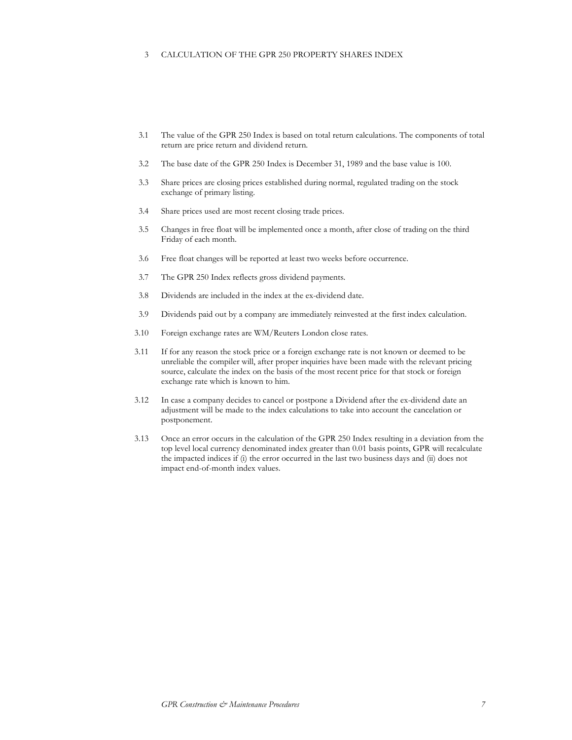# 3 CALCULATION OF THE GPR 250 PROPERTY SHARES INDEX

3.1 The value of the GPR 250 Index is based on total return calculations. The components of total return are price return and dividend return.

3.2 The base date of the GPR 250 Index is December 31, 1989 and the base value is 100.

3.3 Share prices are closing prices established during normal, regulated trading on the stock exchange of primary listing.

3.4 Share prices used are most recent closing trade prices.

3.5 Changes in free float will be implemented once a month, after close of trading on the third Friday of each month.

3.6 Free float changes will be reported at least two weeks before occurrence.

3.7 The GPR 250 Index reflects gross dividend payments.

3.8 Dividends are included in the index at the ex-dividend date.

3.9 Dividends paid out by a company are immediately reinvested at the first index calculation.

3.10 Foreign exchange rates are WM/Reuters London close rates.

3.11 If for any reason the stock price or a foreign exchange rate is not known or deemed to be unreliable the compiler will, after proper inquiries have been made with the relevant pricing source, calculate the index on the basis of the most recent price for that stock or foreign exchange rate which is known to him.

3.12 In case a company decides to cancel or postpone a Dividend after the ex-dividend date an adjustment will be made to the index calculations to take into account the cancelation or postponement.

3.13 Once an error occurs in the calculation of the GPR 250 Index resulting in a deviation from the top level local currency denominated index greater than 0.01 basis points, GPR will recalculate the impacted indices if (i) the error occurred in the last two business days and (ii) does not impact end-of-month index values.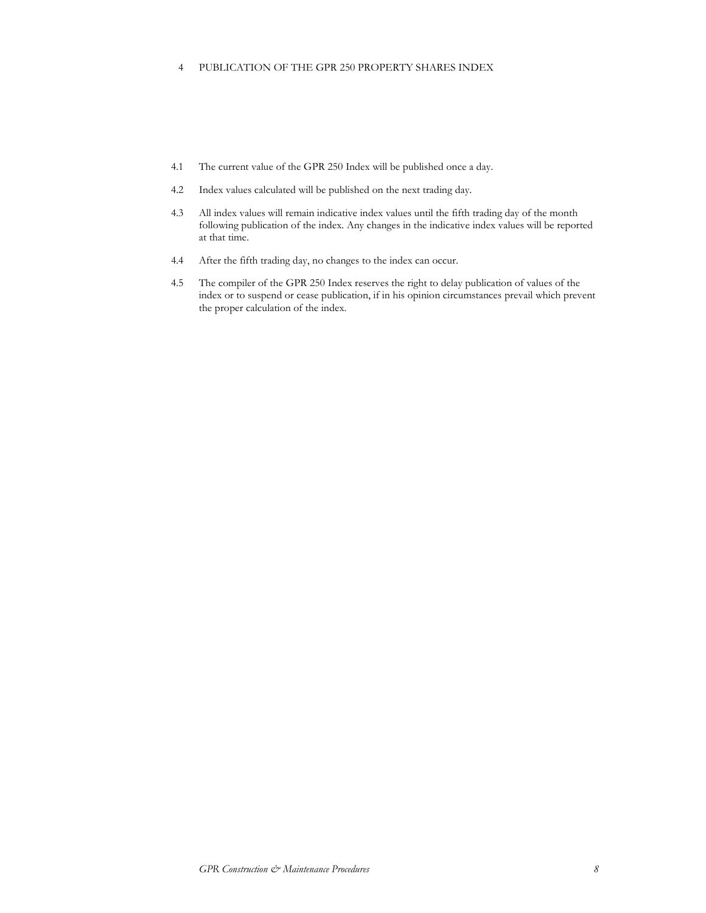# 4 PUBLICATION OF THE GPR 250 PROPERTY SHARES INDEX

4.1 The current value of the GPR 250 Index will be published once a day.

4.2 Index values calculated will be published on the next trading day.

4.3 All index values will remain indicative index values until the fifth trading day of the month following publication of the index. Any changes in the indicative index values will be reported at that time.

4.4 After the fifth trading day, no changes to the index can occur.

4.5 The compiler of the GPR 250 Index reserves the right to delay publication of values of the index or to suspend or cease publication, if in his opinion circumstances prevail which prevent the proper calculation of the index.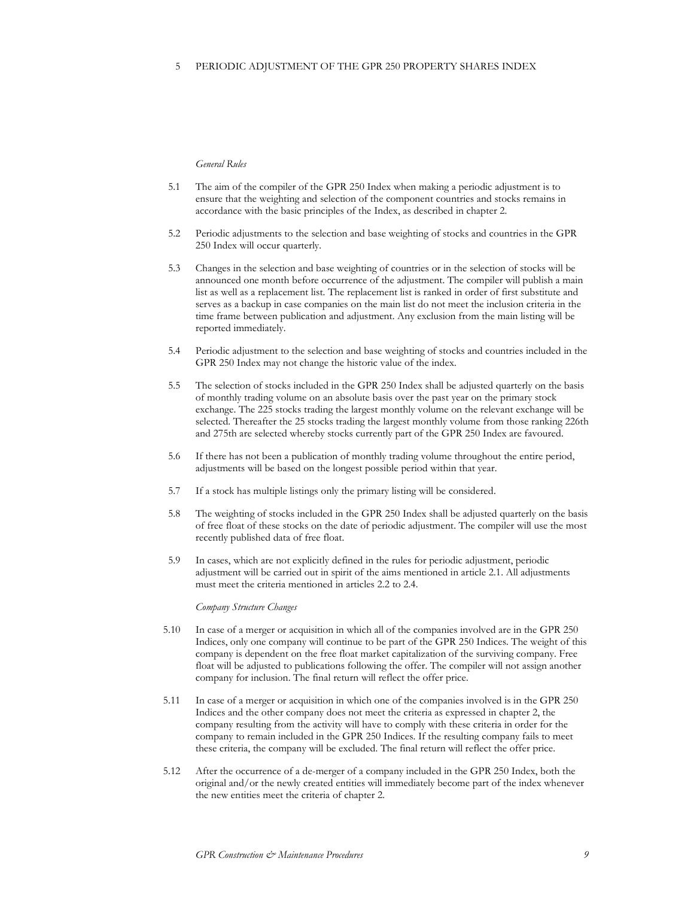## 5 PERIODIC ADJUSTMENT OF THE GPR 250 PROPERTY SHARES INDEX

*General Rules*

5.1 The aim of the compiler of the GPR 250 Index when making a periodic adjustment is to ensure that the weighting and selection of the component countries and stocks remains in accordance with the basic principles of the Index, as described in chapter 2.

5.2 Periodic adjustments to the selection and base weighting of stocks and countries in the GPR 250 Index will occur quarterly.

5.3 Changes in the selection and base weighting of countries or in the selection of stocks will be announced one month before occurrence of the adjustment. The compiler will publish a main list as well as a replacement list. The replacement list is ranked in order of first substitute and serves as a backup in case companies on the main list do not meet the inclusion criteria in the time frame between publication and adjustment. Any exclusion from the main listing will be reported immediately.

5.4 Periodic adjustment to the selection and base weighting of stocks and countries included in the GPR 250 Index may not change the historic value of the index.

5.5 The selection of stocks included in the GPR 250 Index shall be adjusted quarterly on the basis of monthly trading volume on an absolute basis over the past year on the primary stock exchange. The 225 stocks trading the largest monthly volume on the relevant exchange will be selected. Thereafter the 25 stocks trading the largest monthly volume from those ranking 226th and 275th are selected whereby stocks currently part of the GPR 250 Index are favoured.

5.6 If there has not been a publication of monthly trading volume throughout the entire period, adjustments will be based on the longest possible period within that year.

5.7 If a stock has multiple listings only the primary listing will be considered.

5.8 The weighting of stocks included in the GPR 250 Index shall be adjusted quarterly on the basis of free float of these stocks on the date of periodic adjustment. The compiler will use the most recently published data of free float.

5.9 In cases, which are not explicitly defined in the rules for periodic adjustment, periodic adjustment will be carried out in spirit of the aims mentioned in article 2.1. All adjustments must meet the criteria mentioned in articles 2.2 to 2.4.

*Company Structure Changes*

5.10 In case of a merger or acquisition in which all of the companies involved are in the GPR 250 Indices, only one company will continue to be part of the GPR 250 Indices. The weight of this company is dependent on the free float market capitalization of the surviving company. Free float will be adjusted to publications following the offer. The compiler will not assign another company for inclusion. The final return will reflect the offer price.

5.11 In case of a merger or acquisition in which one of the companies involved is in the GPR 250 Indices and the other company does not meet the criteria as expressed in chapter 2, the company resulting from the activity will have to comply with these criteria in order for the company to remain included in the GPR 250 Indices. If the resulting company fails to meet these criteria, the company will be excluded. The final return will reflect the offer price.

5.12 After the occurrence of a de-merger of a company included in the GPR 250 Index, both the original and/or the newly created entities will immediately become part of the index whenever the new entities meet the criteria of chapter 2.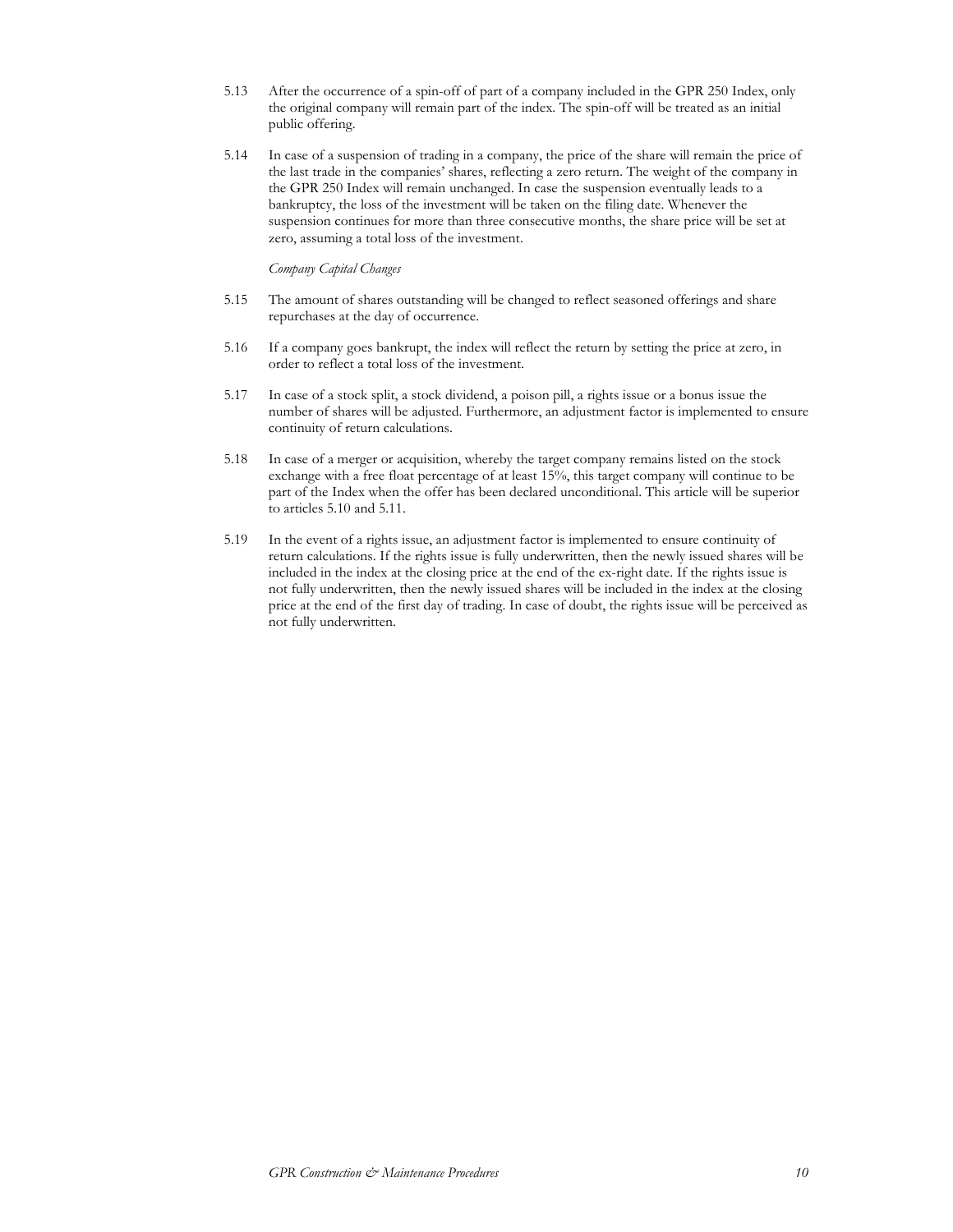5.13 After the occurrence of a spin-off of part of a company included in the GPR 250 Index, only the original company will remain part of the index. The spin-off will be treated as an initial public offering.

5.14 In case of a suspension of trading in a company, the price of the share will remain the price of the last trade in the companies' shares, reflecting a zero return. The weight of the company in the GPR 250 Index will remain unchanged. In case the suspension eventually leads to a bankruptcy, the loss of the investment will be taken on the filing date. Whenever the suspension continues for more than three consecutive months, the share price will be set at zero, assuming a total loss of the investment.

*Company Capital Changes*

5.15 The amount of shares outstanding will be changed to reflect seasoned offerings and share repurchases at the day of occurrence.

5.16 If a company goes bankrupt, the index will reflect the return by setting the price at zero, in order to reflect a total loss of the investment.

5.17 In case of a stock split, a stock dividend, a poison pill, a rights issue or a bonus issue the number of shares will be adjusted. Furthermore, an adjustment factor is implemented to ensure continuity of return calculations.

5.18 In case of a merger or acquisition, whereby the target company remains listed on the stock exchange with a free float percentage of at least 15%, this target company will continue to be part of the Index when the offer has been declared unconditional. This article will be superior to articles 5.10 and 5.11.

5.19 In the event of a rights issue, an adjustment factor is implemented to ensure continuity of return calculations. If the rights issue is fully underwritten, then the newly issued shares will be included in the index at the closing price at the end of the ex-right date. If the rights issue is not fully underwritten, then the newly issued shares will be included in the index at the closing price at the end of the first day of trading. In case of doubt, the rights issue will be perceived as not fully underwritten.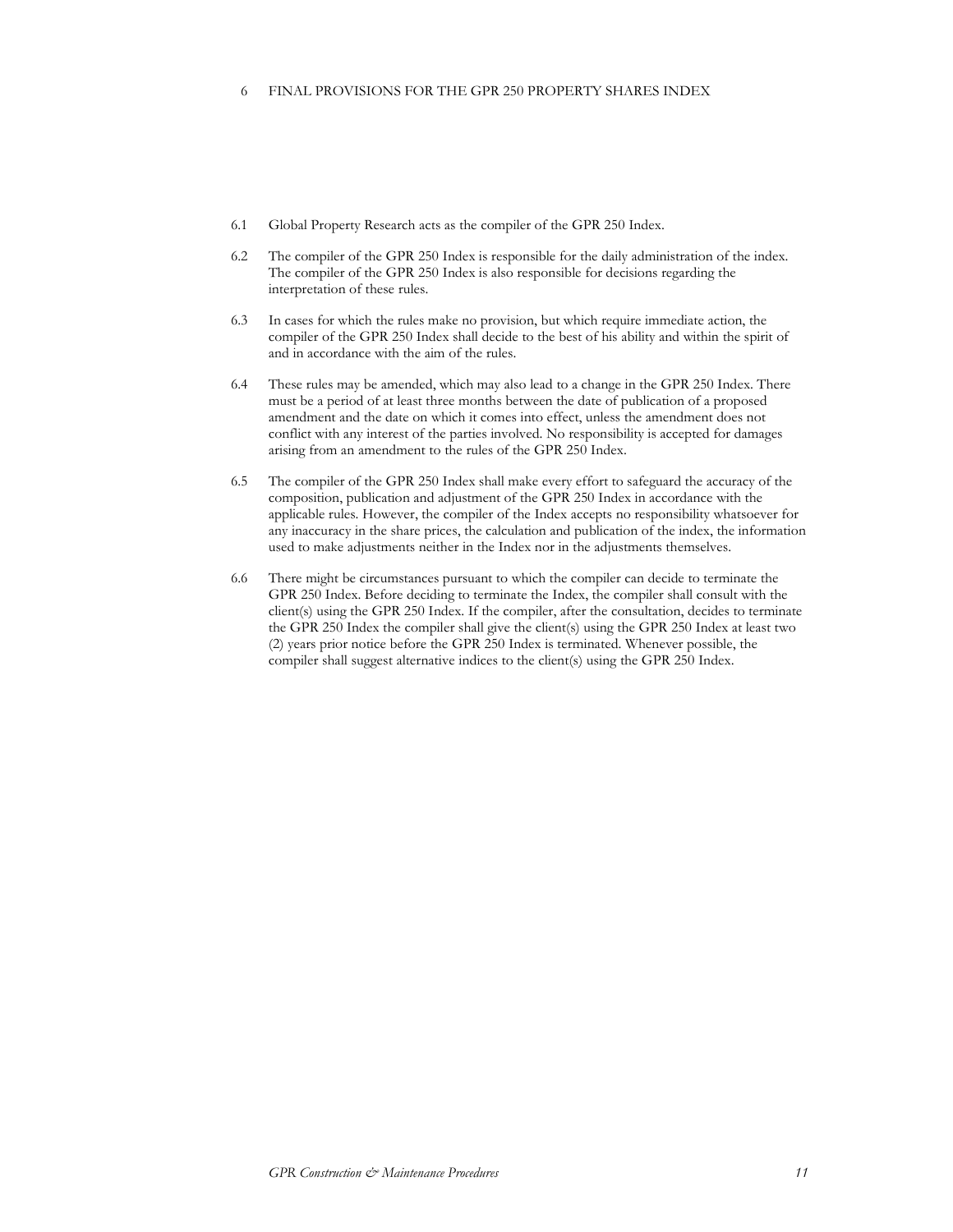# 6 FINAL PROVISIONS FOR THE GPR 250 PROPERTY SHARES INDEX

6.1 Global Property Research acts as the compiler of the GPR 250 Index.

6.2 The compiler of the GPR 250 Index is responsible for the daily administration of the index. The compiler of the GPR 250 Index is also responsible for decisions regarding the interpretation of these rules.

6.3 In cases for which the rules make no provision, but which require immediate action, the compiler of the GPR 250 Index shall decide to the best of his ability and within the spirit of and in accordance with the aim of the rules.

6.4 These rules may be amended, which may also lead to a change in the GPR 250 Index. There must be a period of at least three months between the date of publication of a proposed amendment and the date on which it comes into effect, unless the amendment does not conflict with any interest of the parties involved. No responsibility is accepted for damages arising from an amendment to the rules of the GPR 250 Index.

6.5 The compiler of the GPR 250 Index shall make every effort to safeguard the accuracy of the composition, publication and adjustment of the GPR 250 Index in accordance with the applicable rules. However, the compiler of the Index accepts no responsibility whatsoever for any inaccuracy in the share prices, the calculation and publication of the index, the information used to make adjustments neither in the Index nor in the adjustments themselves.

6.6 There might be circumstances pursuant to which the compiler can decide to terminate the GPR 250 Index. Before deciding to terminate the Index, the compiler shall consult with the client(s) using the GPR 250 Index. If the compiler, after the consultation, decides to terminate the GPR 250 Index the compiler shall give the client(s) using the GPR 250 Index at least two (2) years prior notice before the GPR 250 Index is terminated. Whenever possible, the compiler shall suggest alternative indices to the client(s) using the GPR 250 Index.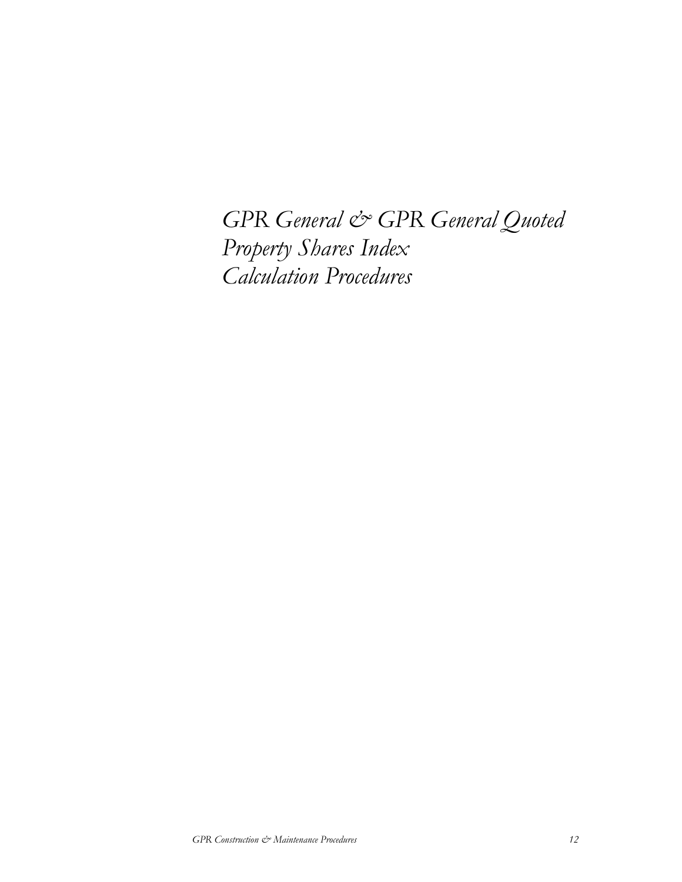# *GPR General & GPR General Quoted Property Shares Index Calculation Procedures*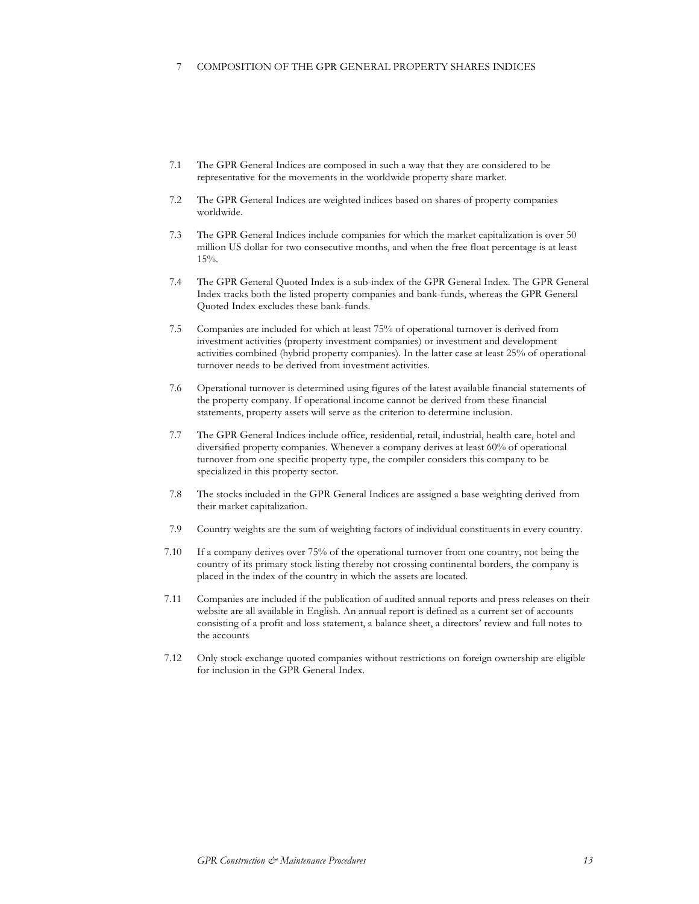# 7 COMPOSITION OF THE GPR GENERAL PROPERTY SHARES INDICES

7.1 The GPR General Indices are composed in such a way that they are considered to be representative for the movements in the worldwide property share market.

7.2 The GPR General Indices are weighted indices based on shares of property companies worldwide.

7.3 The GPR General Indices include companies for which the market capitalization is over 50 million US dollar for two consecutive months, and when the free float percentage is at least 15%.

7.4 The GPR General Quoted Index is a sub-index of the GPR General Index. The GPR General Index tracks both the listed property companies and bank-funds, whereas the GPR General Quoted Index excludes these bank-funds.

7.5 Companies are included for which at least 75% of operational turnover is derived from investment activities (property investment companies) or investment and development activities combined (hybrid property companies). In the latter case at least 25% of operational turnover needs to be derived from investment activities.

7.6 Operational turnover is determined using figures of the latest available financial statements of the property company. If operational income cannot be derived from these financial statements, property assets will serve as the criterion to determine inclusion.

7.7 The GPR General Indices include office, residential, retail, industrial, health care, hotel and diversified property companies. Whenever a company derives at least 60% of operational turnover from one specific property type, the compiler considers this company to be specialized in this property sector.

7.8 The stocks included in the GPR General Indices are assigned a base weighting derived from their market capitalization.

7.9 Country weights are the sum of weighting factors of individual constituents in every country.

7.10 If a company derives over 75% of the operational turnover from one country, not being the country of its primary stock listing thereby not crossing continental borders, the company is placed in the index of the country in which the assets are located.

7.11 Companies are included if the publication of audited annual reports and press releases on their website are all available in English. An annual report is defined as a current set of accounts consisting of a profit and loss statement, a balance sheet, a directors' review and full notes to the accounts

7.12 Only stock exchange quoted companies without restrictions on foreign ownership are eligible for inclusion in the GPR General Index.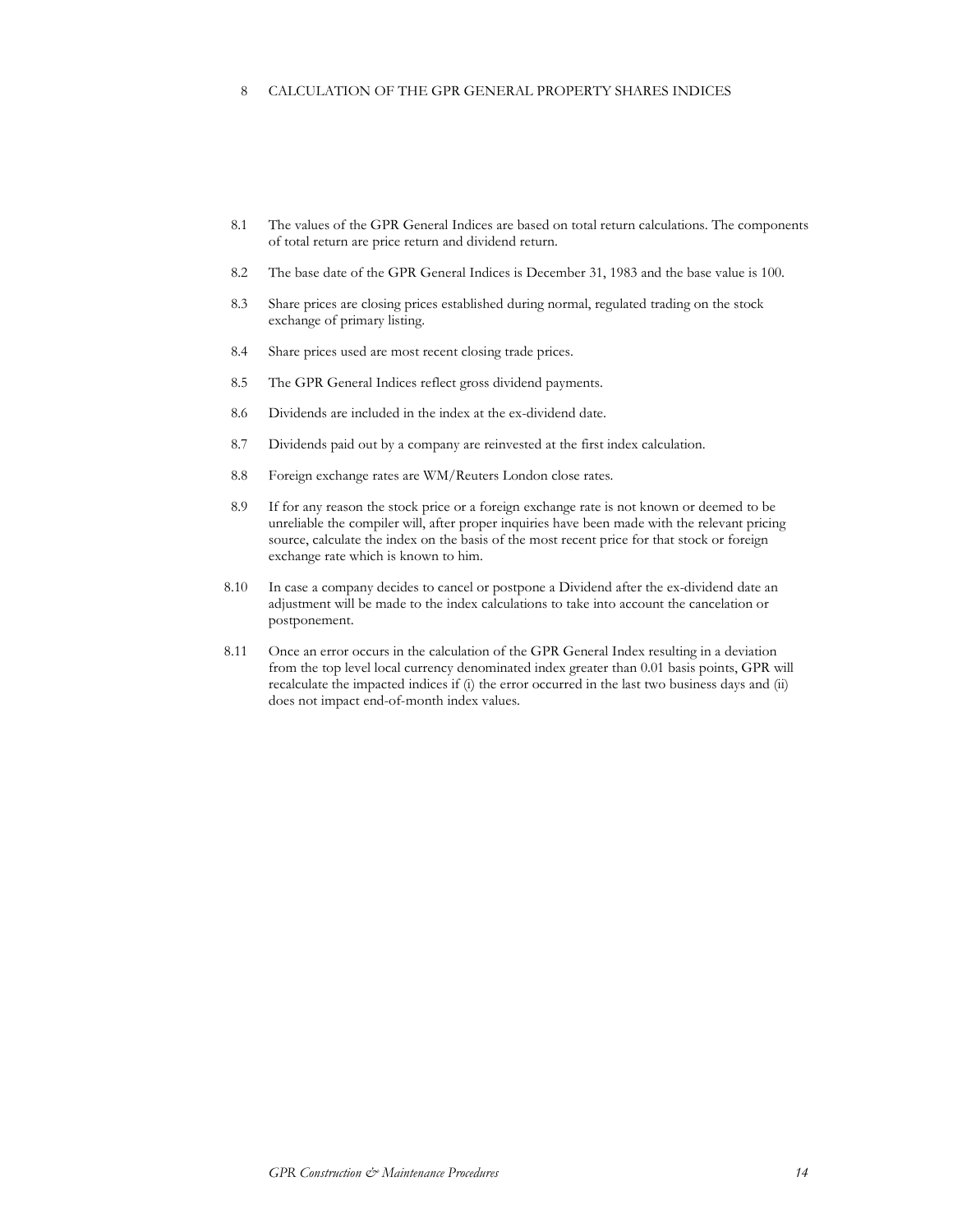# 8 CALCULATION OF THE GPR GENERAL PROPERTY SHARES INDICES

8.1 The values of the GPR General Indices are based on total return calculations. The components of total return are price return and dividend return.

8.2 The base date of the GPR General Indices is December 31, 1983 and the base value is 100.

8.3 Share prices are closing prices established during normal, regulated trading on the stock exchange of primary listing.

8.4 Share prices used are most recent closing trade prices.

8.5 The GPR General Indices reflect gross dividend payments.

8.6 Dividends are included in the index at the ex-dividend date.

8.7 Dividends paid out by a company are reinvested at the first index calculation.

8.8 Foreign exchange rates are WM/Reuters London close rates.

8.9 If for any reason the stock price or a foreign exchange rate is not known or deemed to be unreliable the compiler will, after proper inquiries have been made with the relevant pricing source, calculate the index on the basis of the most recent price for that stock or foreign exchange rate which is known to him.

8.10 In case a company decides to cancel or postpone a Dividend after the ex-dividend date an adjustment will be made to the index calculations to take into account the cancelation or postponement.

8.11 Once an error occurs in the calculation of the GPR General Index resulting in a deviation from the top level local currency denominated index greater than 0.01 basis points, GPR will recalculate the impacted indices if (i) the error occurred in the last two business days and (ii) does not impact end-of-month index values.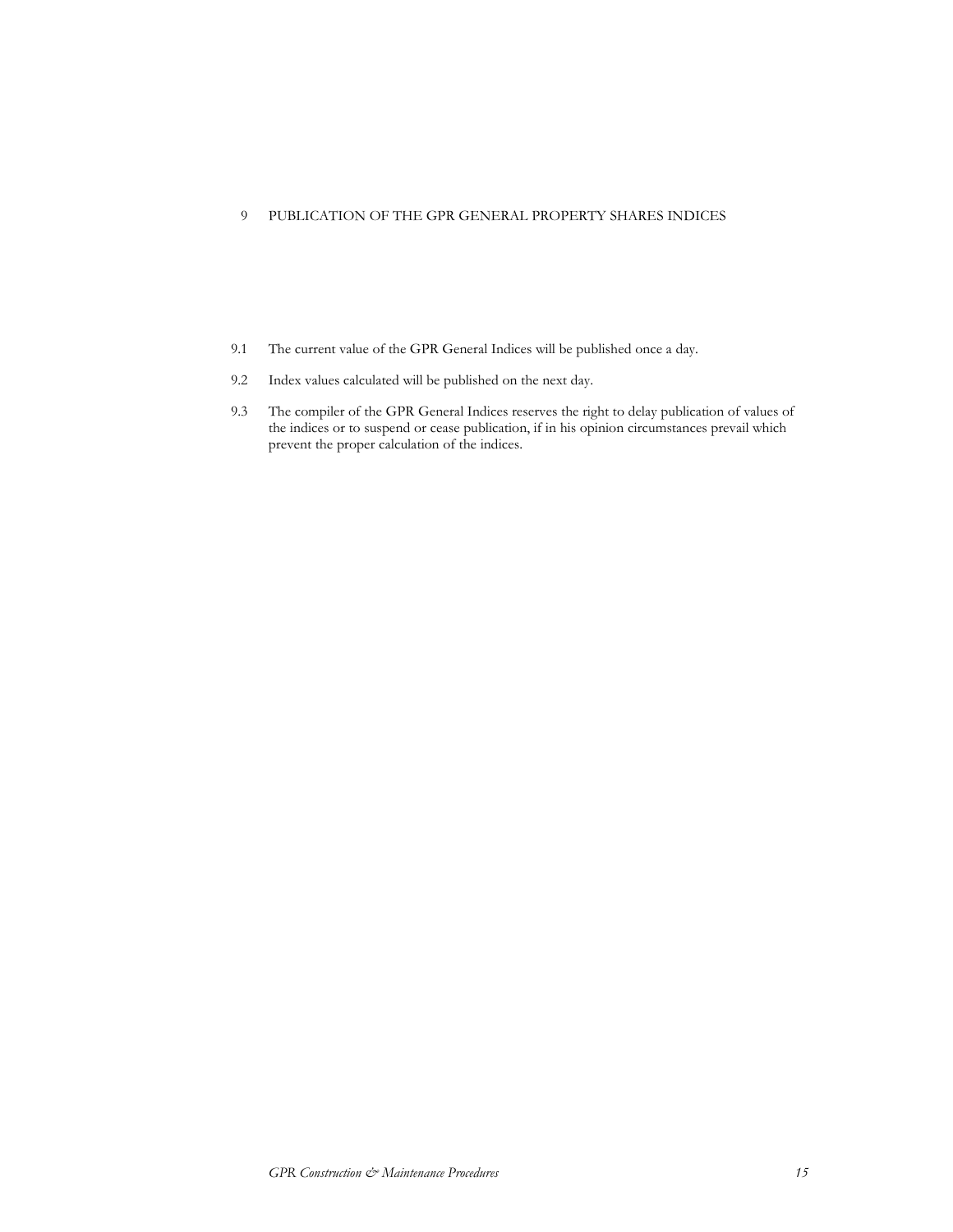# 9 PUBLICATION OF THE GPR GENERAL PROPERTY SHARES INDICES

9.1 The current value of the GPR General Indices will be published once a day.

9.2 Index values calculated will be published on the next day.

9.3 The compiler of the GPR General Indices reserves the right to delay publication of values of the indices or to suspend or cease publication, if in his opinion circumstances prevail which prevent the proper calculation of the indices.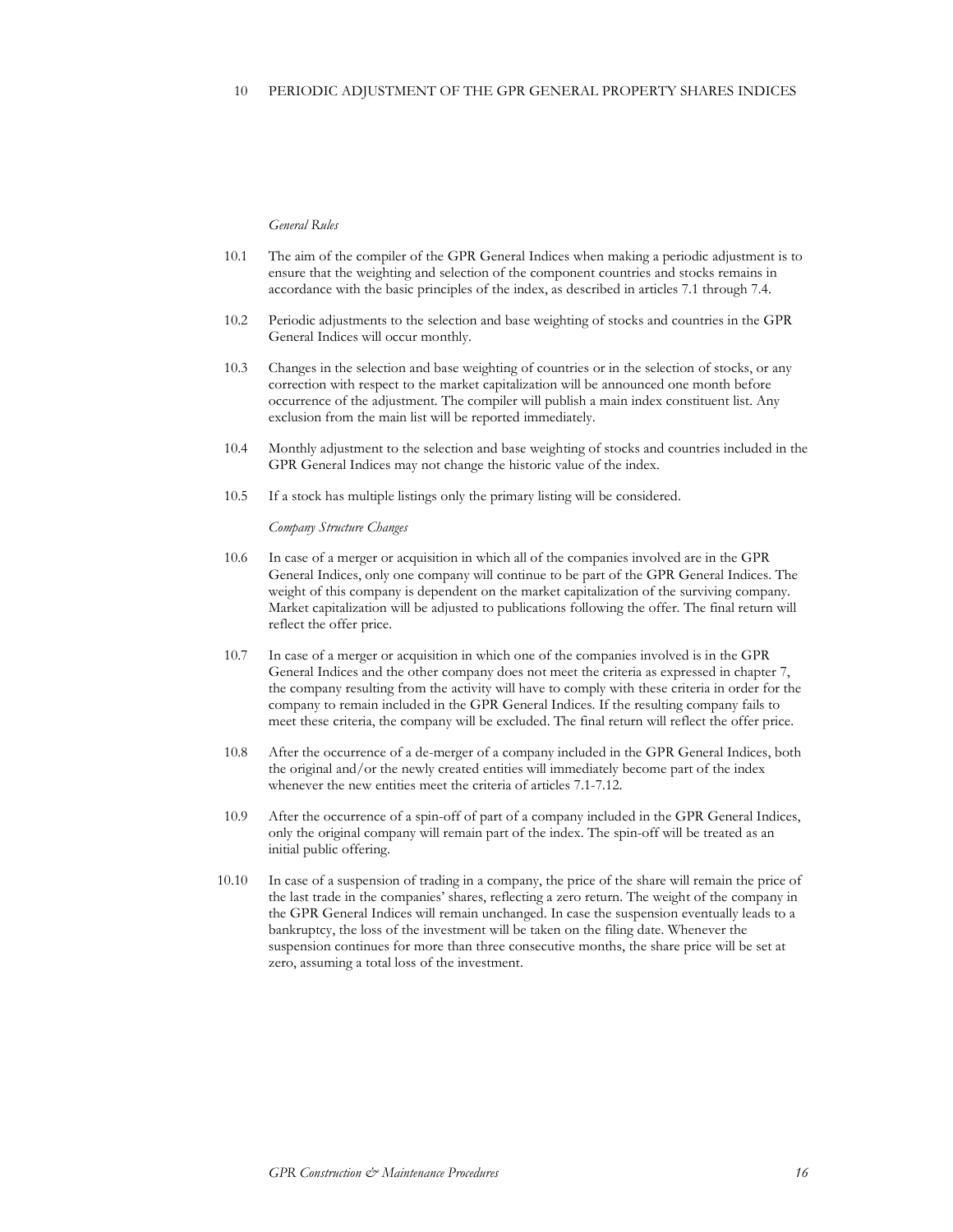# 10 PERIODIC ADJUSTMENT OF THE GPR GENERAL PROPERTY SHARES INDICES

*General Rules*

10.1 The aim of the compiler of the GPR General Indices when making a periodic adjustment is to ensure that the weighting and selection of the component countries and stocks remains in accordance with the basic principles of the index, as described in articles 7.1 through 7.4.

10.2 Periodic adjustments to the selection and base weighting of stocks and countries in the GPR General Indices will occur monthly.

10.3 Changes in the selection and base weighting of countries or in the selection of stocks, or any correction with respect to the market capitalization will be announced one month before occurrence of the adjustment. The compiler will publish a main index constituent list. Any exclusion from the main list will be reported immediately.

10.4 Monthly adjustment to the selection and base weighting of stocks and countries included in the GPR General Indices may not change the historic value of the index.

10.5 If a stock has multiple listings only the primary listing will be considered.

*Company Structure Changes*

10.6 In case of a merger or acquisition in which all of the companies involved are in the GPR General Indices, only one company will continue to be part of the GPR General Indices. The weight of this company is dependent on the market capitalization of the surviving company. Market capitalization will be adjusted to publications following the offer. The final return will reflect the offer price.

10.7 In case of a merger or acquisition in which one of the companies involved is in the GPR General Indices and the other company does not meet the criteria as expressed in chapter 7, the company resulting from the activity will have to comply with these criteria in order for the company to remain included in the GPR General Indices. If the resulting company fails to meet these criteria, the company will be excluded. The final return will reflect the offer price.

10.8 After the occurrence of a de-merger of a company included in the GPR General Indices, both the original and/or the newly created entities will immediately become part of the index whenever the new entities meet the criteria of articles 7.1-7.12.

10.9 After the occurrence of a spin-off of part of a company included in the GPR General Indices, only the original company will remain part of the index. The spin-off will be treated as an initial public offering.

10.10 In case of a suspension of trading in a company, the price of the share will remain the price of the last trade in the companies' shares, reflecting a zero return. The weight of the company in the GPR General Indices will remain unchanged. In case the suspension eventually leads to a bankruptcy, the loss of the investment will be taken on the filing date. Whenever the suspension continues for more than three consecutive months, the share price will be set at zero, assuming a total loss of the investment.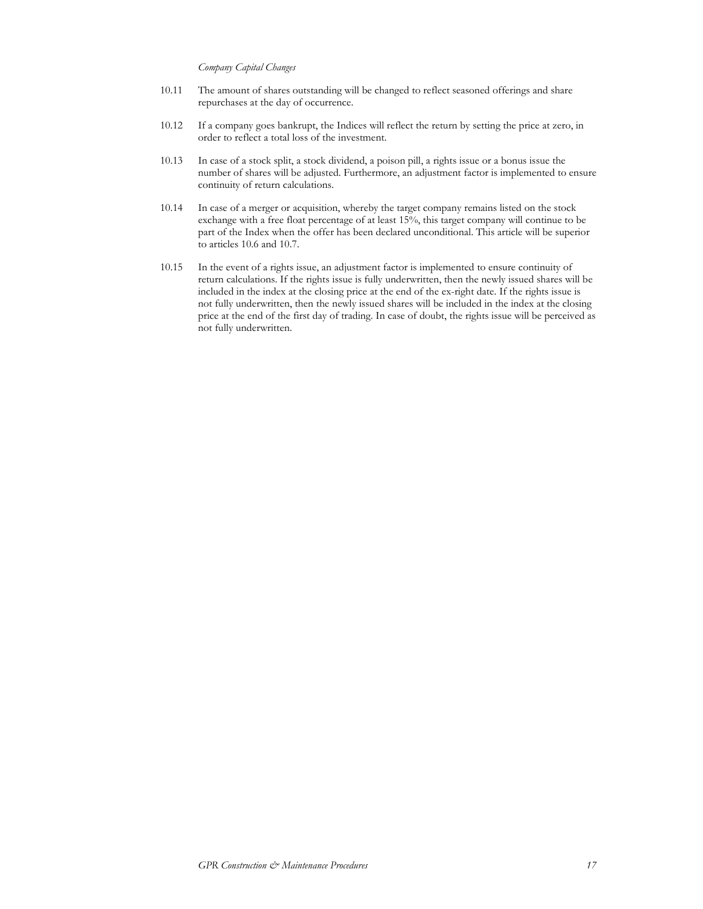*Company Capital Changes*

10.11 The amount of shares outstanding will be changed to reflect seasoned offerings and share repurchases at the day of occurrence.

10.12 If a company goes bankrupt, the Indices will reflect the return by setting the price at zero, in order to reflect a total loss of the investment.

10.13 In case of a stock split, a stock dividend, a poison pill, a rights issue or a bonus issue the number of shares will be adjusted. Furthermore, an adjustment factor is implemented to ensure continuity of return calculations.

10.14 In case of a merger or acquisition, whereby the target company remains listed on the stock exchange with a free float percentage of at least 15%, this target company will continue to be part of the Index when the offer has been declared unconditional. This article will be superior to articles 10.6 and 10.7.

10.15 In the event of a rights issue, an adjustment factor is implemented to ensure continuity of return calculations. If the rights issue is fully underwritten, then the newly issued shares will be included in the index at the closing price at the end of the ex-right date. If the rights issue is not fully underwritten, then the newly issued shares will be included in the index at the closing price at the end of the first day of trading. In case of doubt, the rights issue will be perceived as not fully underwritten.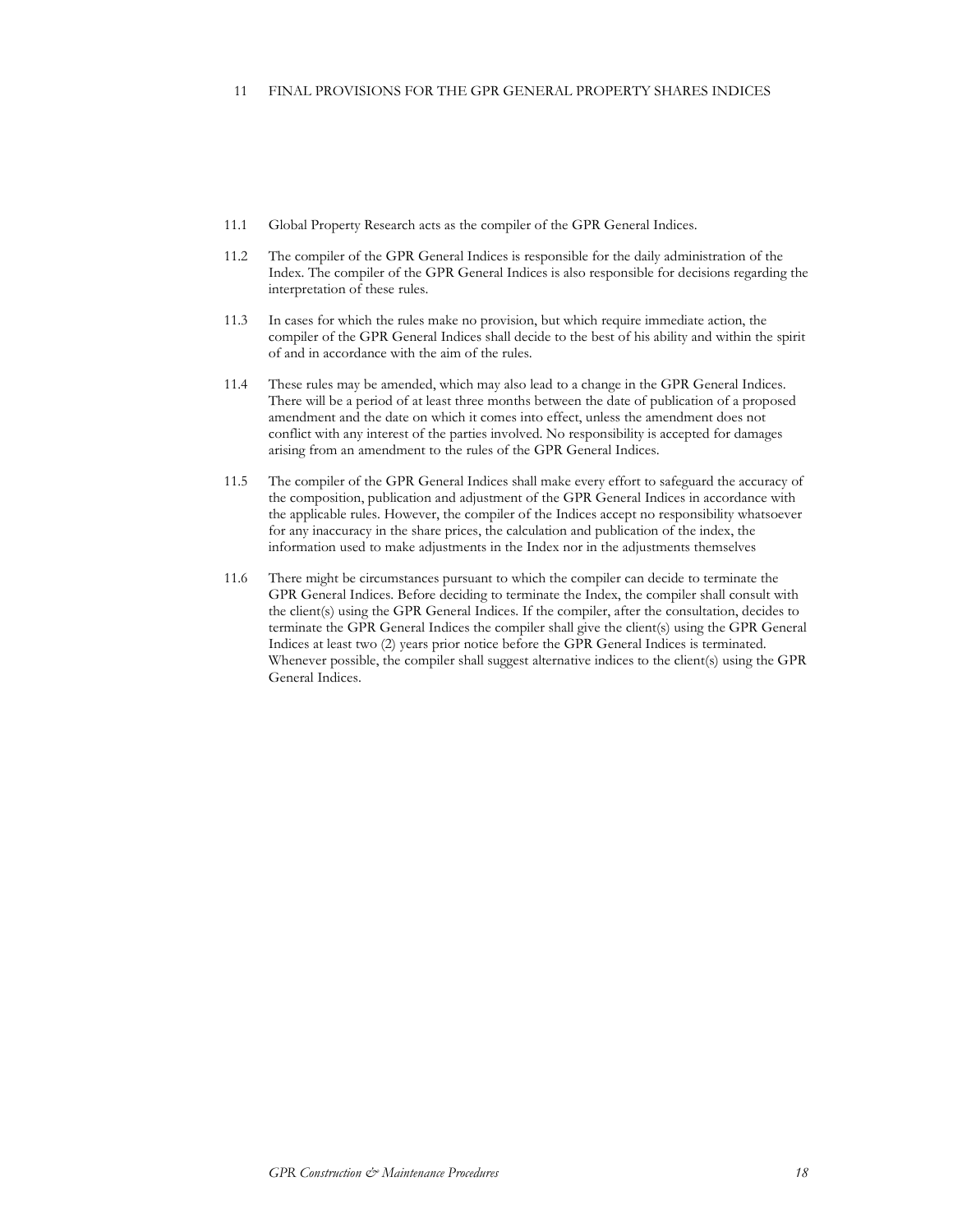# 11 FINAL PROVISIONS FOR THE GPR GENERAL PROPERTY SHARES INDICES

11.1 Global Property Research acts as the compiler of the GPR General Indices.

11.2 The compiler of the GPR General Indices is responsible for the daily administration of the Index. The compiler of the GPR General Indices is also responsible for decisions regarding the interpretation of these rules.

11.3 In cases for which the rules make no provision, but which require immediate action, the compiler of the GPR General Indices shall decide to the best of his ability and within the spirit of and in accordance with the aim of the rules.

11.4 These rules may be amended, which may also lead to a change in the GPR General Indices. There will be a period of at least three months between the date of publication of a proposed amendment and the date on which it comes into effect, unless the amendment does not conflict with any interest of the parties involved. No responsibility is accepted for damages arising from an amendment to the rules of the GPR General Indices.

11.5 The compiler of the GPR General Indices shall make every effort to safeguard the accuracy of the composition, publication and adjustment of the GPR General Indices in accordance with the applicable rules. However, the compiler of the Indices accept no responsibility whatsoever for any inaccuracy in the share prices, the calculation and publication of the index, the information used to make adjustments in the Index nor in the adjustments themselves

11.6 There might be circumstances pursuant to which the compiler can decide to terminate the GPR General Indices. Before deciding to terminate the Index, the compiler shall consult with the client(s) using the GPR General Indices. If the compiler, after the consultation, decides to terminate the GPR General Indices the compiler shall give the client(s) using the GPR General Indices at least two (2) years prior notice before the GPR General Indices is terminated. Whenever possible, the compiler shall suggest alternative indices to the client(s) using the GPR General Indices.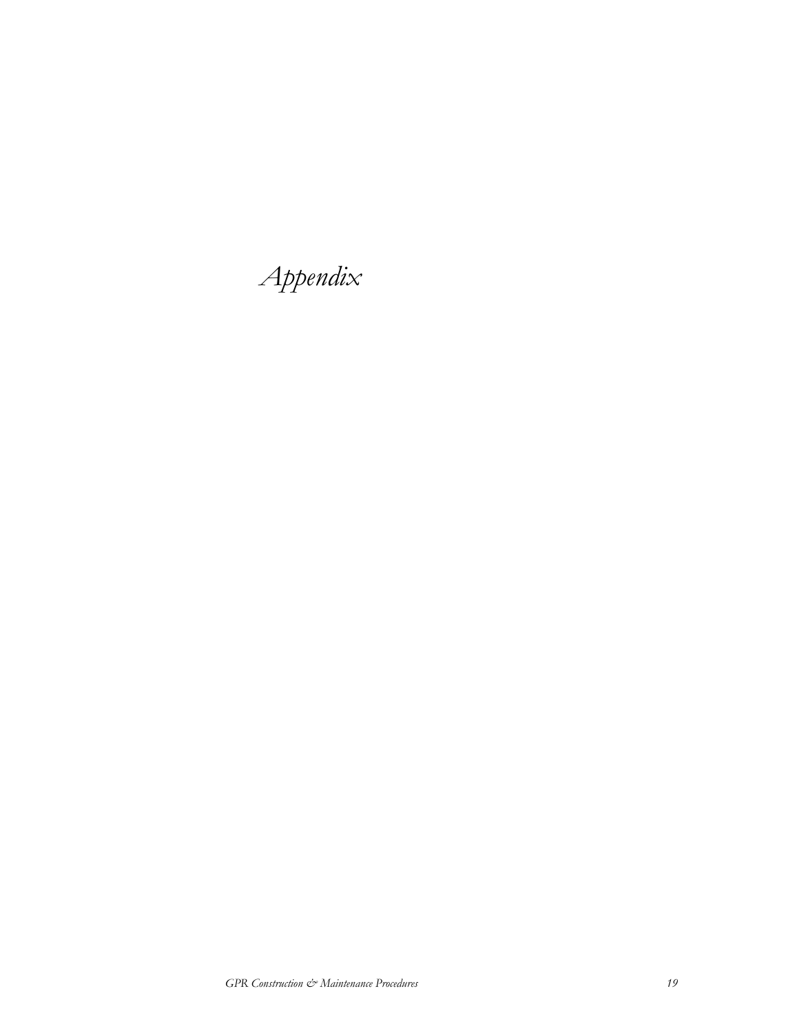# *Appendix*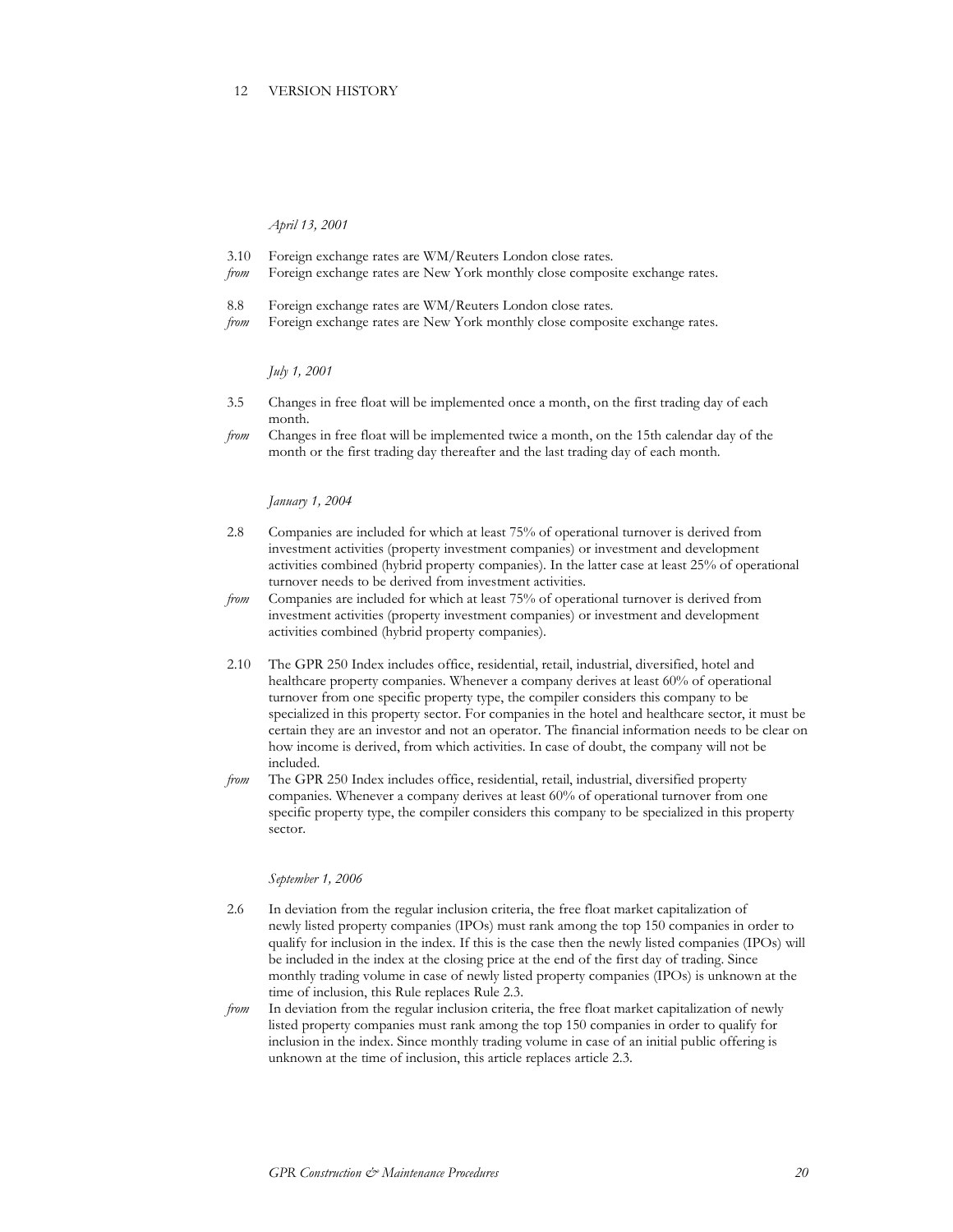# 12 VERSION HISTORY

*April 13, 2001*

3.10 Foreign exchange rates are WM/Reuters London close rates.
*from* Foreign exchange rates are New York monthly close composite exchange rates.

8.8 Foreign exchange rates are WM/Reuters London close rates.
*from* Foreign exchange rates are New York monthly close composite exchange rates.

*July 1, 2001*

3.5 Changes in free float will be implemented once a month, on the first trading day of each month.
*from* Changes in free float will be implemented twice a month, on the 15th calendar day of the month or the first trading day thereafter and the last trading day of each month.

*January 1, 2004*

2.8 Companies are included for which at least 75% of operational turnover is derived from investment activities (property investment companies) or investment and development activities combined (hybrid property companies). In the latter case at least 25% of operational turnover needs to be derived from investment activities.
*from* Companies are included for which at least 75% of operational turnover is derived from investment activities (property investment companies) or investment and development activities combined (hybrid property companies).

2.10 The GPR 250 Index includes office, residential, retail, industrial, diversified, hotel and healthcare property companies. Whenever a company derives at least 60% of operational turnover from one specific property type, the compiler considers this company to be specialized in this property sector. For companies in the hotel and healthcare sector, it must be certain they are an investor and not an operator. The financial information needs to be clear on how income is derived, from which activities. In case of doubt, the company will not be included.
*from* The GPR 250 Index includes office, residential, retail, industrial, diversified property companies. Whenever a company derives at least 60% of operational turnover from one specific property type, the compiler considers this company to be specialized in this property sector.

*September 1, 2006*

2.6 In deviation from the regular inclusion criteria, the free float market capitalization of newly listed property companies (IPOs) must rank among the top 150 companies in order to qualify for inclusion in the index. If this is the case then the newly listed companies (IPOs) will be included in the index at the closing price at the end of the first day of trading. Since monthly trading volume in case of newly listed property companies (IPOs) is unknown at the time of inclusion, this Rule replaces Rule 2.3.
*from* In deviation from the regular inclusion criteria, the free float market capitalization of newly listed property companies must rank among the top 150 companies in order to qualify for inclusion in the index. Since monthly trading volume in case of an initial public offering is unknown at the time of inclusion, this article replaces article 2.3.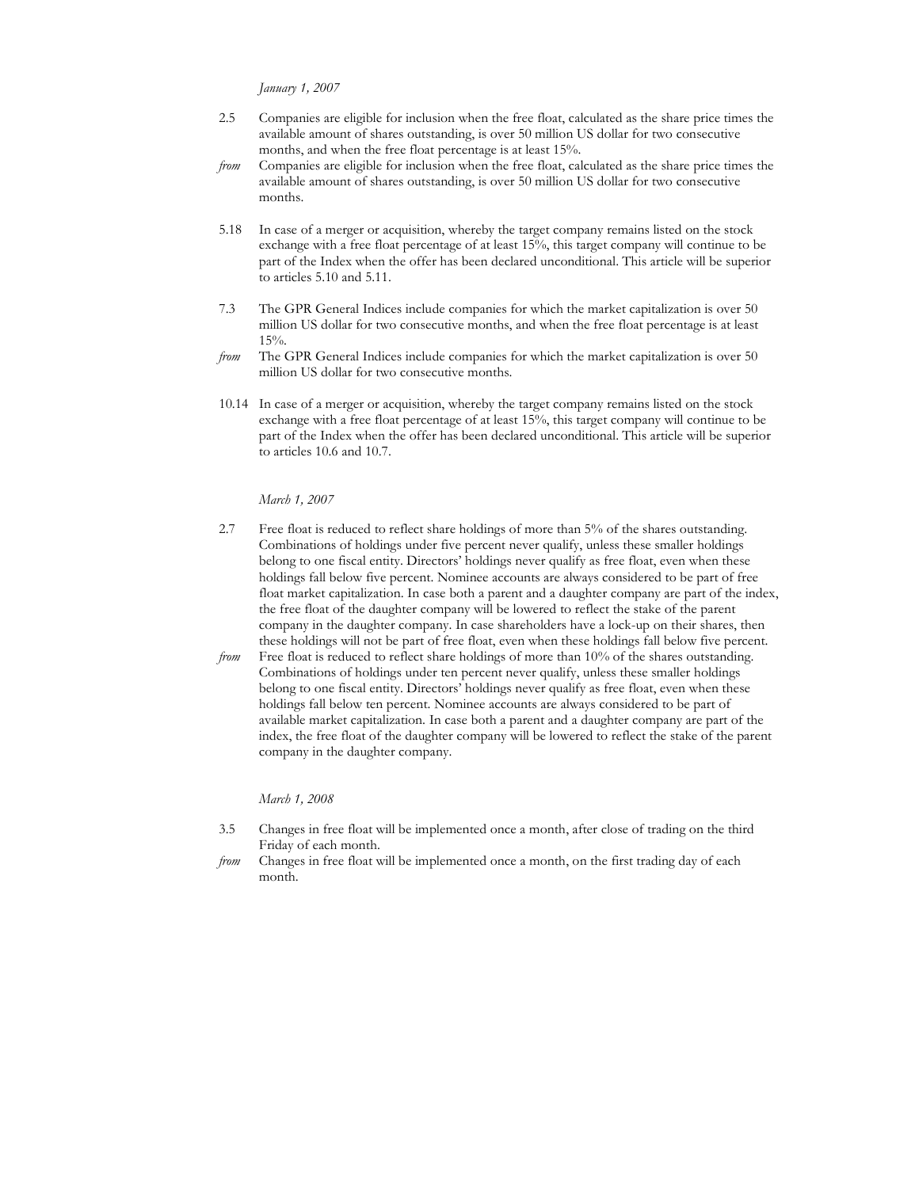*January 1, 2007*

2.5 Companies are eligible for inclusion when the free float, calculated as the share price times the available amount of shares outstanding, is over 50 million US dollar for two consecutive months, and when the free float percentage is at least 15%.

*from* Companies are eligible for inclusion when the free float, calculated as the share price times the available amount of shares outstanding, is over 50 million US dollar for two consecutive months.

5.18 In case of a merger or acquisition, whereby the target company remains listed on the stock exchange with a free float percentage of at least 15%, this target company will continue to be part of the Index when the offer has been declared unconditional. This article will be superior to articles 5.10 and 5.11.

7.3 The GPR General Indices include companies for which the market capitalization is over 50 million US dollar for two consecutive months, and when the free float percentage is at least 15%.

*from* The GPR General Indices include companies for which the market capitalization is over 50 million US dollar for two consecutive months.

10.14 In case of a merger or acquisition, whereby the target company remains listed on the stock exchange with a free float percentage of at least 15%, this target company will continue to be part of the Index when the offer has been declared unconditional. This article will be superior to articles 10.6 and 10.7.

*March 1, 2007*

2.7 Free float is reduced to reflect share holdings of more than 5% of the shares outstanding. Combinations of holdings under five percent never qualify, unless these smaller holdings belong to one fiscal entity. Directors' holdings never qualify as free float, even when these holdings fall below five percent. Nominee accounts are always considered to be part of free float market capitalization. In case both a parent and a daughter company are part of the index, the free float of the daughter company will be lowered to reflect the stake of the parent company in the daughter company. In case shareholders have a lock-up on their shares, then these holdings will not be part of free float, even when these holdings fall below five percent.

*from* Free float is reduced to reflect share holdings of more than 10% of the shares outstanding. Combinations of holdings under ten percent never qualify, unless these smaller holdings belong to one fiscal entity. Directors' holdings never qualify as free float, even when these holdings fall below ten percent. Nominee accounts are always considered to be part of available market capitalization. In case both a parent and a daughter company are part of the index, the free float of the daughter company will be lowered to reflect the stake of the parent company in the daughter company.

*March 1, 2008*

3.5 Changes in free float will be implemented once a month, after close of trading on the third Friday of each month.

*from* Changes in free float will be implemented once a month, on the first trading day of each month.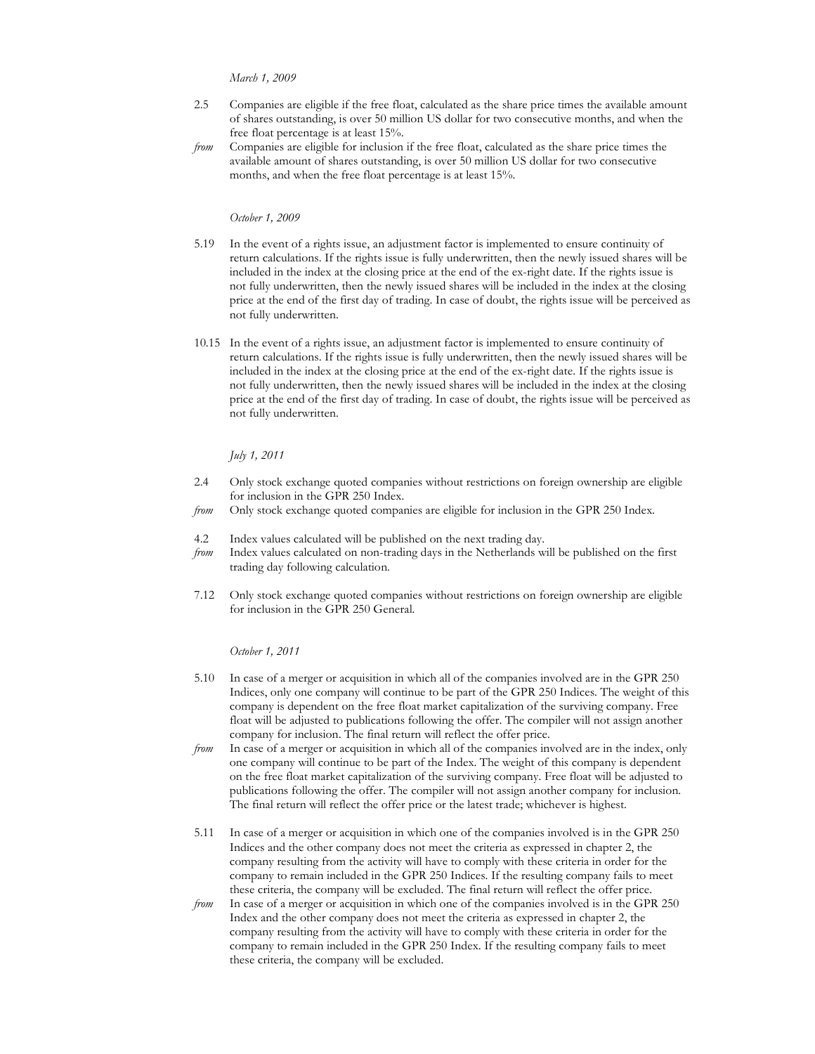*March 1, 2009*

2.5 Companies are eligible if the free float, calculated as the share price times the available amount of shares outstanding, is over 50 million US dollar for two consecutive months, and when the free float percentage is at least 15%.

*from* Companies are eligible for inclusion if the free float, calculated as the share price times the available amount of shares outstanding, is over 50 million US dollar for two consecutive months, and when the free float percentage is at least 15%.

*October 1, 2009*

5.19 In the event of a rights issue, an adjustment factor is implemented to ensure continuity of return calculations. If the rights issue is fully underwritten, then the newly issued shares will be included in the index at the closing price at the end of the ex-right date. If the rights issue is not fully underwritten, then the newly issued shares will be included in the index at the closing price at the end of the first day of trading. In case of doubt, the rights issue will be perceived as not fully underwritten.

10.15 In the event of a rights issue, an adjustment factor is implemented to ensure continuity of return calculations. If the rights issue is fully underwritten, then the newly issued shares will be included in the index at the closing price at the end of the ex-right date. If the rights issue is not fully underwritten, then the newly issued shares will be included in the index at the closing price at the end of the first day of trading. In case of doubt, the rights issue will be perceived as not fully underwritten.

*July 1, 2011*

2.4 Only stock exchange quoted companies without restrictions on foreign ownership are eligible for inclusion in the GPR 250 Index.

*from* Only stock exchange quoted companies are eligible for inclusion in the GPR 250 Index.

4.2 Index values calculated will be published on the next trading day.

*from* Index values calculated on non-trading days in the Netherlands will be published on the first trading day following calculation.

7.12 Only stock exchange quoted companies without restrictions on foreign ownership are eligible for inclusion in the GPR 250 General.

*October 1, 2011*

5.10 In case of a merger or acquisition in which all of the companies involved are in the GPR 250 Indices, only one company will continue to be part of the GPR 250 Indices. The weight of this company is dependent on the free float market capitalization of the surviving company. Free float will be adjusted to publications following the offer. The compiler will not assign another company for inclusion. The final return will reflect the offer price.

*from* In case of a merger or acquisition in which all of the companies involved are in the index, only one company will continue to be part of the Index. The weight of this company is dependent on the free float market capitalization of the surviving company. Free float will be adjusted to publications following the offer. The compiler will not assign another company for inclusion. The final return will reflect the offer price or the latest trade; whichever is highest.

5.11 In case of a merger or acquisition in which one of the companies involved is in the GPR 250 Indices and the other company does not meet the criteria as expressed in chapter 2, the company resulting from the activity will have to comply with these criteria in order for the company to remain included in the GPR 250 Indices. If the resulting company fails to meet these criteria, the company will be excluded. The final return will reflect the offer price.

*from* In case of a merger or acquisition in which one of the companies involved is in the GPR 250 Index and the other company does not meet the criteria as expressed in chapter 2, the company resulting from the activity will have to comply with these criteria in order for the company to remain included in the GPR 250 Index. If the resulting company fails to meet these criteria, the company will be excluded.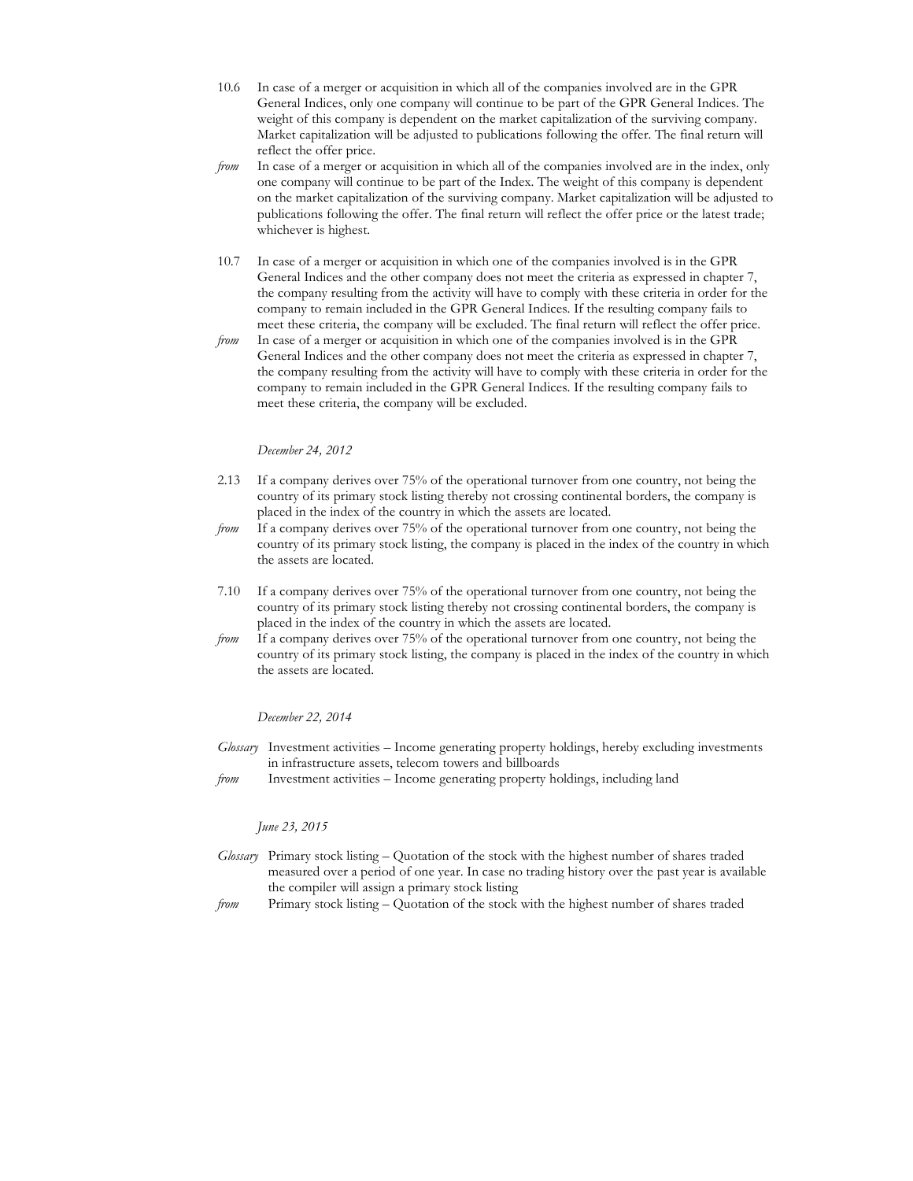10.6 In case of a merger or acquisition in which all of the companies involved are in the GPR General Indices, only one company will continue to be part of the GPR General Indices. The weight of this company is dependent on the market capitalization of the surviving company. Market capitalization will be adjusted to publications following the offer. The final return will reflect the offer price.

*from* In case of a merger or acquisition in which all of the companies involved are in the index, only one company will continue to be part of the Index. The weight of this company is dependent on the market capitalization of the surviving company. Market capitalization will be adjusted to publications following the offer. The final return will reflect the offer price or the latest trade; whichever is highest.

10.7 In case of a merger or acquisition in which one of the companies involved is in the GPR General Indices and the other company does not meet the criteria as expressed in chapter 7, the company resulting from the activity will have to comply with these criteria in order for the company to remain included in the GPR General Indices. If the resulting company fails to meet these criteria, the company will be excluded. The final return will reflect the offer price.

*from* In case of a merger or acquisition in which one of the companies involved is in the GPR General Indices and the other company does not meet the criteria as expressed in chapter 7, the company resulting from the activity will have to comply with these criteria in order for the company to remain included in the GPR General Indices. If the resulting company fails to meet these criteria, the company will be excluded.

*December 24, 2012*

2.13 If a company derives over 75% of the operational turnover from one country, not being the country of its primary stock listing thereby not crossing continental borders, the company is placed in the index of the country in which the assets are located.

*from* If a company derives over 75% of the operational turnover from one country, not being the country of its primary stock listing, the company is placed in the index of the country in which the assets are located.

7.10 If a company derives over 75% of the operational turnover from one country, not being the country of its primary stock listing thereby not crossing continental borders, the company is placed in the index of the country in which the assets are located.

*from* If a company derives over 75% of the operational turnover from one country, not being the country of its primary stock listing, the company is placed in the index of the country in which the assets are located.

*December 22, 2014*

*Glossary* Investment activities – Income generating property holdings, hereby excluding investments in infrastructure assets, telecom towers and billboards

*from* Investment activities – Income generating property holdings, including land

*June 23, 2015*

*Glossary* Primary stock listing – Quotation of the stock with the highest number of shares traded measured over a period of one year. In case no trading history over the past year is available the compiler will assign a primary stock listing

*from* Primary stock listing – Quotation of the stock with the highest number of shares traded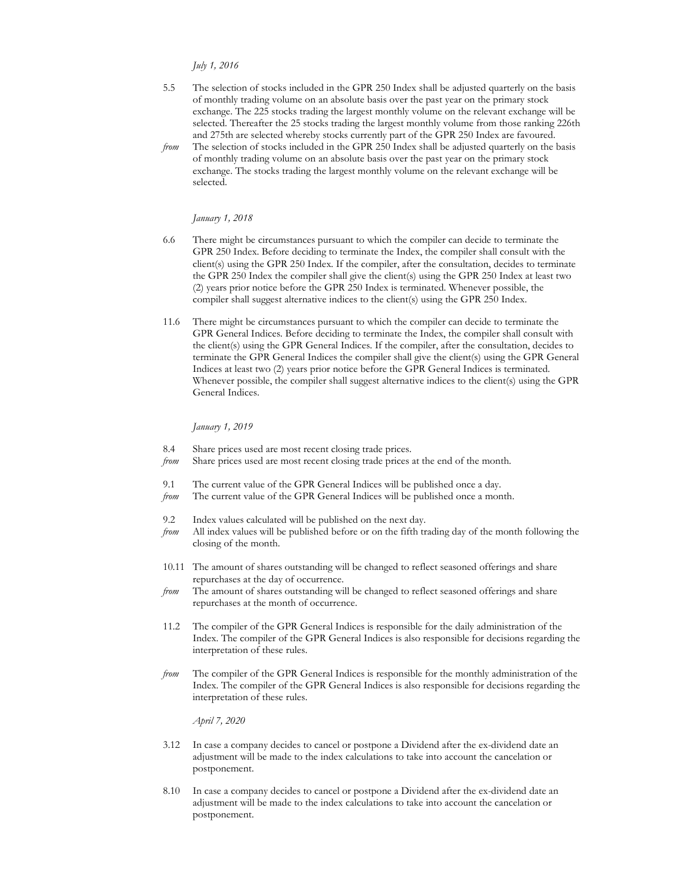*July 1, 2016*

5.5 The selection of stocks included in the GPR 250 Index shall be adjusted quarterly on the basis of monthly trading volume on an absolute basis over the past year on the primary stock exchange. The 225 stocks trading the largest monthly volume on the relevant exchange will be selected. Thereafter the 25 stocks trading the largest monthly volume from those ranking 226th and 275th are selected whereby stocks currently part of the GPR 250 Index are favoured.

*from* The selection of stocks included in the GPR 250 Index shall be adjusted quarterly on the basis of monthly trading volume on an absolute basis over the past year on the primary stock exchange. The stocks trading the largest monthly volume on the relevant exchange will be selected.

*January 1, 2018*

6.6 There might be circumstances pursuant to which the compiler can decide to terminate the GPR 250 Index. Before deciding to terminate the Index, the compiler shall consult with the client(s) using the GPR 250 Index. If the compiler, after the consultation, decides to terminate the GPR 250 Index the compiler shall give the client(s) using the GPR 250 Index at least two (2) years prior notice before the GPR 250 Index is terminated. Whenever possible, the compiler shall suggest alternative indices to the client(s) using the GPR 250 Index.

11.6 There might be circumstances pursuant to which the compiler can decide to terminate the GPR General Indices. Before deciding to terminate the Index, the compiler shall consult with the client(s) using the GPR General Indices. If the compiler, after the consultation, decides to terminate the GPR General Indices the compiler shall give the client(s) using the GPR General Indices at least two (2) years prior notice before the GPR General Indices is terminated. Whenever possible, the compiler shall suggest alternative indices to the client(s) using the GPR General Indices.

*January 1, 2019*

8.4 Share prices used are most recent closing trade prices.

*from* Share prices used are most recent closing trade prices at the end of the month.

9.1 The current value of the GPR General Indices will be published once a day.

*from* The current value of the GPR General Indices will be published once a month.

9.2 Index values calculated will be published on the next day.

*from* All index values will be published before or on the fifth trading day of the month following the closing of the month.

10.11 The amount of shares outstanding will be changed to reflect seasoned offerings and share repurchases at the day of occurrence.

*from* The amount of shares outstanding will be changed to reflect seasoned offerings and share repurchases at the month of occurrence.

11.2 The compiler of the GPR General Indices is responsible for the daily administration of the Index. The compiler of the GPR General Indices is also responsible for decisions regarding the interpretation of these rules.

*from* The compiler of the GPR General Indices is responsible for the monthly administration of the Index. The compiler of the GPR General Indices is also responsible for decisions regarding the interpretation of these rules.

*April 7, 2020*

3.12 In case a company decides to cancel or postpone a Dividend after the ex-dividend date an adjustment will be made to the index calculations to take into account the cancelation or postponement.

8.10 In case a company decides to cancel or postpone a Dividend after the ex-dividend date an adjustment will be made to the index calculations to take into account the cancelation or postponement.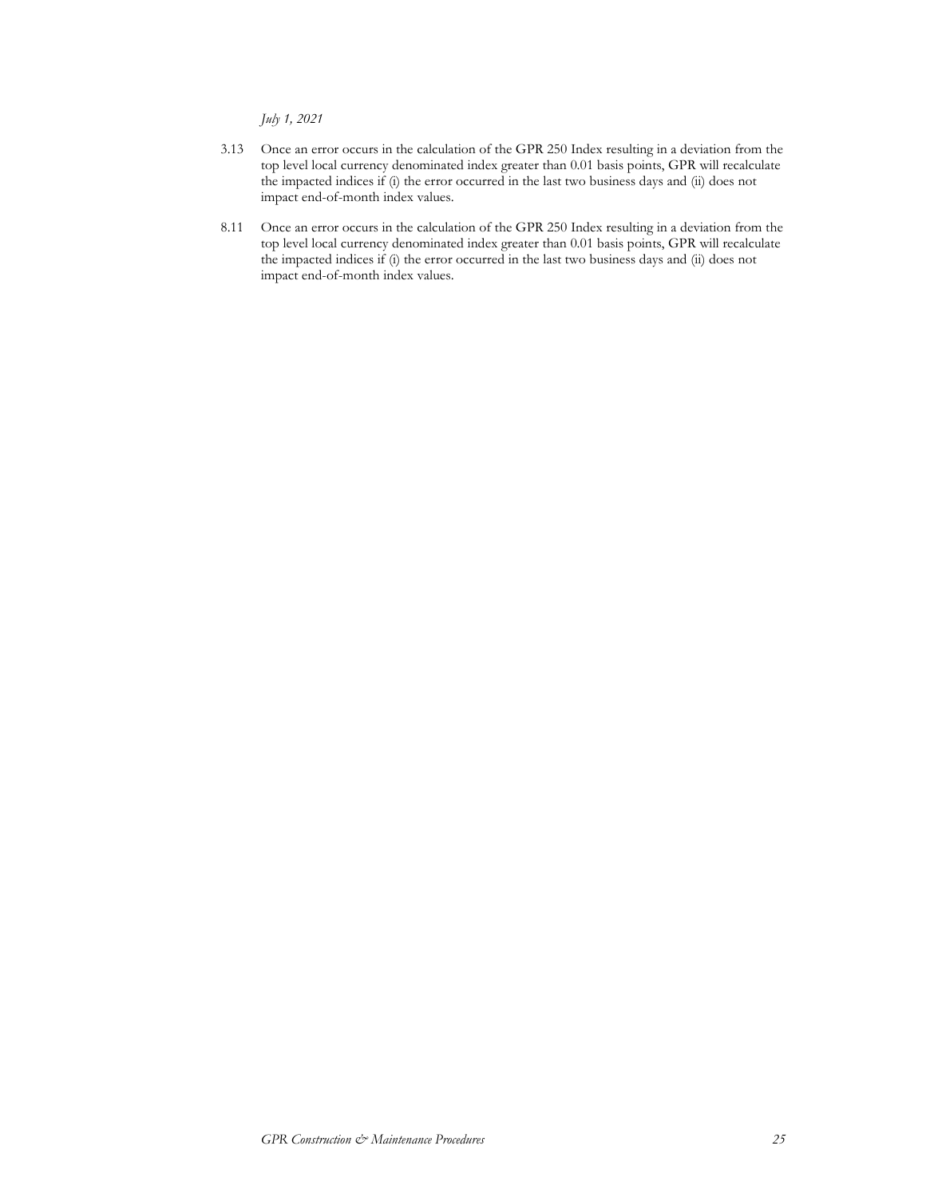*July 1, 2021*

3.13 Once an error occurs in the calculation of the GPR 250 Index resulting in a deviation from the top level local currency denominated index greater than 0.01 basis points, GPR will recalculate the impacted indices if (i) the error occurred in the last two business days and (ii) does not impact end-of-month index values.

8.11 Once an error occurs in the calculation of the GPR 250 Index resulting in a deviation from the top level local currency denominated index greater than 0.01 basis points, GPR will recalculate the impacted indices if (i) the error occurred in the last two business days and (ii) does not impact end-of-month index values.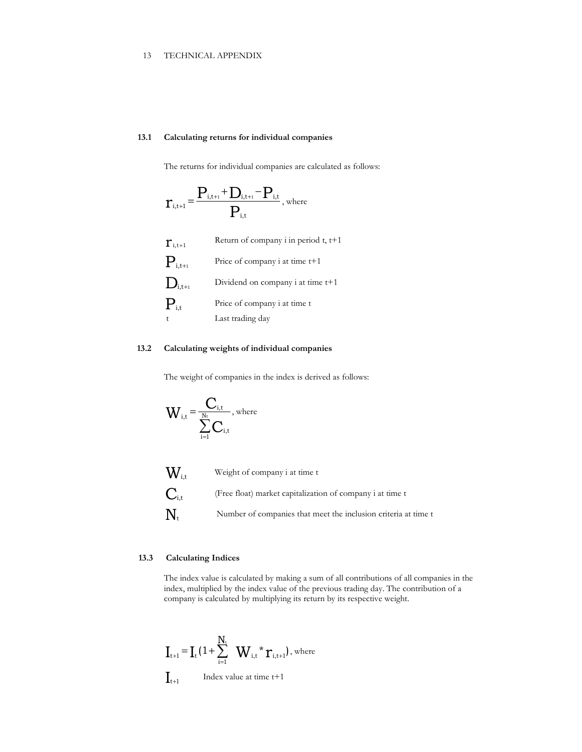# 13 TECHNICAL APPENDIX

## 13.1 Calculating returns for individual companies

The returns for individual companies are calculated as follows:

$$r_{i,t+1} = \frac{P_{i,t+1} + D_{i,t+1} - P_{i,t}}{P_{i,t}}, \text{ where}$$

| | |
|---|---|
| $r_{i,t+1}$ | Return of company i in period t, t+1 |
| $P_{i,t+1}$ | Price of company i at time t+1 |
| $D_{i,t+1}$ | Dividend on company i at time t+1 |
| $P_{i,t}$ | Price of company i at time t |
| t | Last trading day |

## 13.2 Calculating weights of individual companies

The weight of companies in the index is derived as follows:

$$W_{i,t} = \frac{C_{i,t}}{\sum_{i=1}^{N_t} C_{i,t}}, \text{ where}$$

| | |
|---|---|
| $W_{i,t}$ | Weight of company i at time t |
| $C_{i,t}$ | (Free float) market capitalization of company i at time t |
| $N_t$ | Number of companies that meet the inclusion criteria at time t |

## 13.3 Calculating Indices

The index value is calculated by making a sum of all contributions of all companies in the index, multiplied by the index value of the previous trading day. The contribution of a company is calculated by multiplying its return by its respective weight.

$$I_{t+1} = I_t \left(1 + \sum_{i=1}^{N_t} W_{i,t} * r_{i,t+1}\right), \text{ where}$$

| | |
|---|---|
| $I_{t+1}$ | Index value at time t+1 |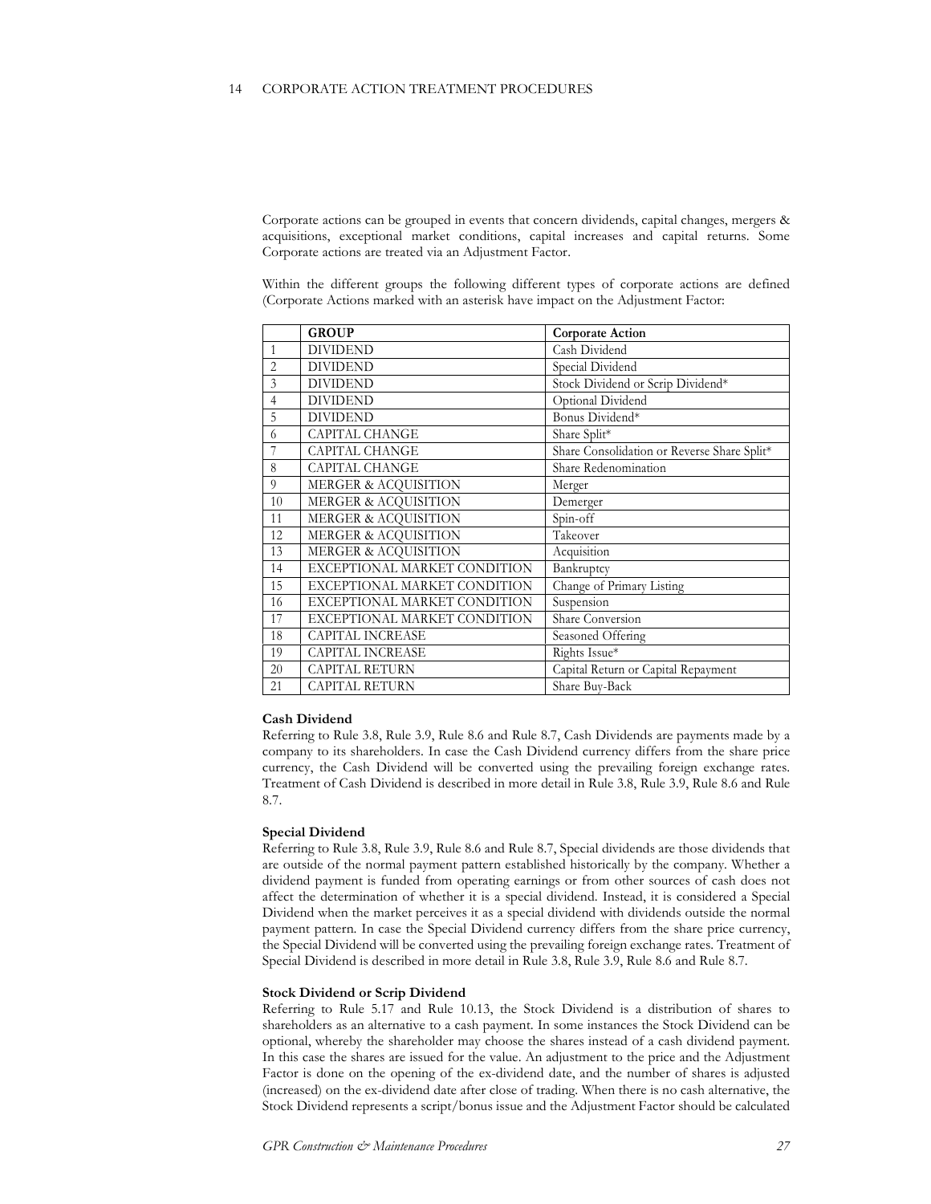# 14 CORPORATE ACTION TREATMENT PROCEDURES

Corporate actions can be grouped in events that concern dividends, capital changes, mergers & acquisitions, exceptional market conditions, capital increases and capital returns. Some Corporate actions are treated via an Adjustment Factor.

Within the different groups the following different types of corporate actions are defined (Corporate Actions marked with an asterisk have impact on the Adjustment Factor:

| | GROUP | Corporate Action |
|---|---|---|
| 1 | DIVIDEND | Cash Dividend |
| 2 | DIVIDEND | Special Dividend |
| 3 | DIVIDEND | Stock Dividend or Scrip Dividend* |
| 4 | DIVIDEND | Optional Dividend |
| 5 | DIVIDEND | Bonus Dividend* |
| 6 | CAPITAL CHANGE | Share Split* |
| 7 | CAPITAL CHANGE | Share Consolidation or Reverse Share Split* |
| 8 | CAPITAL CHANGE | Share Redenomination |
| 9 | MERGER & ACQUISITION | Merger |
| 10 | MERGER & ACQUISITION | Demerger |
| 11 | MERGER & ACQUISITION | Spin-off |
| 12 | MERGER & ACQUISITION | Takeover |
| 13 | MERGER & ACQUISITION | Acquisition |
| 14 | EXCEPTIONAL MARKET CONDITION | Bankruptcy |
| 15 | EXCEPTIONAL MARKET CONDITION | Change of Primary Listing |
| 16 | EXCEPTIONAL MARKET CONDITION | Suspension |
| 17 | EXCEPTIONAL MARKET CONDITION | Share Conversion |
| 18 | CAPITAL INCREASE | Seasoned Offering |
| 19 | CAPITAL INCREASE | Rights Issue* |
| 20 | CAPITAL RETURN | Capital Return or Capital Repayment |
| 21 | CAPITAL RETURN | Share Buy-Back |

**Cash Dividend**
Referring to Rule 3.8, Rule 3.9, Rule 8.6 and Rule 8.7, Cash Dividends are payments made by a company to its shareholders. In case the Cash Dividend currency differs from the share price currency, the Cash Dividend will be converted using the prevailing foreign exchange rates. Treatment of Cash Dividend is described in more detail in Rule 3.8, Rule 3.9, Rule 8.6 and Rule 8.7.

**Special Dividend**
Referring to Rule 3.8, Rule 3.9, Rule 8.6 and Rule 8.7, Special dividends are those dividends that are outside of the normal payment pattern established historically by the company. Whether a dividend payment is funded from operating earnings or from other sources of cash does not affect the determination of whether it is a special dividend. Instead, it is considered a Special Dividend when the market perceives it as a special dividend with dividends outside the normal payment pattern. In case the Special Dividend currency differs from the share price currency, the Special Dividend will be converted using the prevailing foreign exchange rates. Treatment of Special Dividend is described in more detail in Rule 3.8, Rule 3.9, Rule 8.6 and Rule 8.7.

**Stock Dividend or Scrip Dividend**
Referring to Rule 5.17 and Rule 10.13, the Stock Dividend is a distribution of shares to shareholders as an alternative to a cash payment. In some instances the Stock Dividend can be optional, whereby the shareholder may choose the shares instead of a cash dividend payment. In this case the shares are issued for the value. An adjustment to the price and the Adjustment Factor is done on the opening of the ex-dividend date, and the number of shares is adjusted (increased) on the ex-dividend date after close of trading. When there is no cash alternative, the Stock Dividend represents a script/bonus issue and the Adjustment Factor should be calculated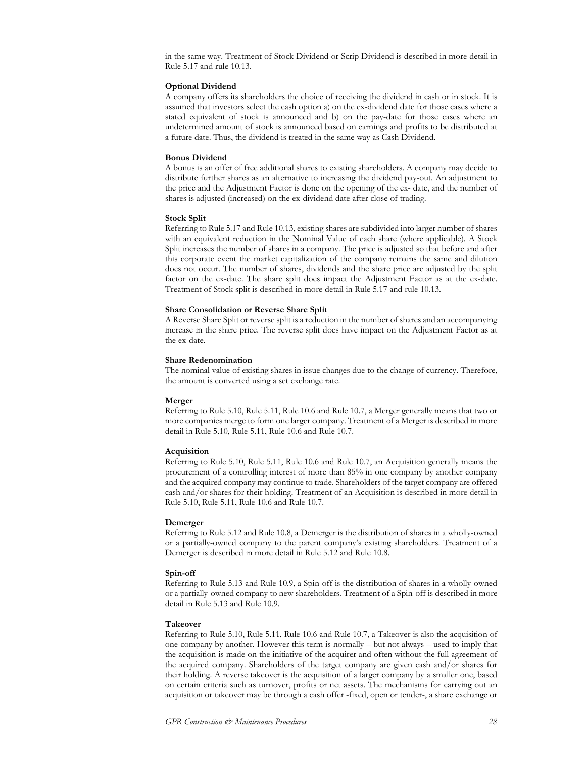in the same way. Treatment of Stock Dividend or Scrip Dividend is described in more detail in Rule 5.17 and rule 10.13.

**Optional Dividend**

A company offers its shareholders the choice of receiving the dividend in cash or in stock. It is assumed that investors select the cash option a) on the ex-dividend date for those cases where a stated equivalent of stock is announced and b) on the pay-date for those cases where an undetermined amount of stock is announced based on earnings and profits to be distributed at a future date. Thus, the dividend is treated in the same way as Cash Dividend.

**Bonus Dividend**

A bonus is an offer of free additional shares to existing shareholders. A company may decide to distribute further shares as an alternative to increasing the dividend pay-out. An adjustment to the price and the Adjustment Factor is done on the opening of the ex- date, and the number of shares is adjusted (increased) on the ex-dividend date after close of trading.

**Stock Split**

Referring to Rule 5.17 and Rule 10.13, existing shares are subdivided into larger number of shares with an equivalent reduction in the Nominal Value of each share (where applicable). A Stock Split increases the number of shares in a company. The price is adjusted so that before and after this corporate event the market capitalization of the company remains the same and dilution does not occur. The number of shares, dividends and the share price are adjusted by the split factor on the ex-date. The share split does impact the Adjustment Factor as at the ex-date. Treatment of Stock split is described in more detail in Rule 5.17 and rule 10.13.

**Share Consolidation or Reverse Share Split**

A Reverse Share Split or reverse split is a reduction in the number of shares and an accompanying increase in the share price. The reverse split does have impact on the Adjustment Factor as at the ex-date.

**Share Redenomination**

The nominal value of existing shares in issue changes due to the change of currency. Therefore, the amount is converted using a set exchange rate.

**Merger**

Referring to Rule 5.10, Rule 5.11, Rule 10.6 and Rule 10.7, a Merger generally means that two or more companies merge to form one larger company. Treatment of a Merger is described in more detail in Rule 5.10, Rule 5.11, Rule 10.6 and Rule 10.7.

**Acquisition**

Referring to Rule 5.10, Rule 5.11, Rule 10.6 and Rule 10.7, an Acquisition generally means the procurement of a controlling interest of more than 85% in one company by another company and the acquired company may continue to trade. Shareholders of the target company are offered cash and/or shares for their holding. Treatment of an Acquisition is described in more detail in Rule 5.10, Rule 5.11, Rule 10.6 and Rule 10.7.

**Demerger**

Referring to Rule 5.12 and Rule 10.8, a Demerger is the distribution of shares in a wholly-owned or a partially-owned company to the parent company's existing shareholders. Treatment of a Demerger is described in more detail in Rule 5.12 and Rule 10.8.

**Spin-off**

Referring to Rule 5.13 and Rule 10.9, a Spin-off is the distribution of shares in a wholly-owned or a partially-owned company to new shareholders. Treatment of a Spin-off is described in more detail in Rule 5.13 and Rule 10.9.

**Takeover**

Referring to Rule 5.10, Rule 5.11, Rule 10.6 and Rule 10.7, a Takeover is also the acquisition of one company by another. However this term is normally – but not always – used to imply that the acquisition is made on the initiative of the acquirer and often without the full agreement of the acquired company. Shareholders of the target company are given cash and/or shares for their holding. A reverse takeover is the acquisition of a larger company by a smaller one, based on certain criteria such as turnover, profits or net assets. The mechanisms for carrying out an acquisition or takeover may be through a cash offer -fixed, open or tender-, a share exchange or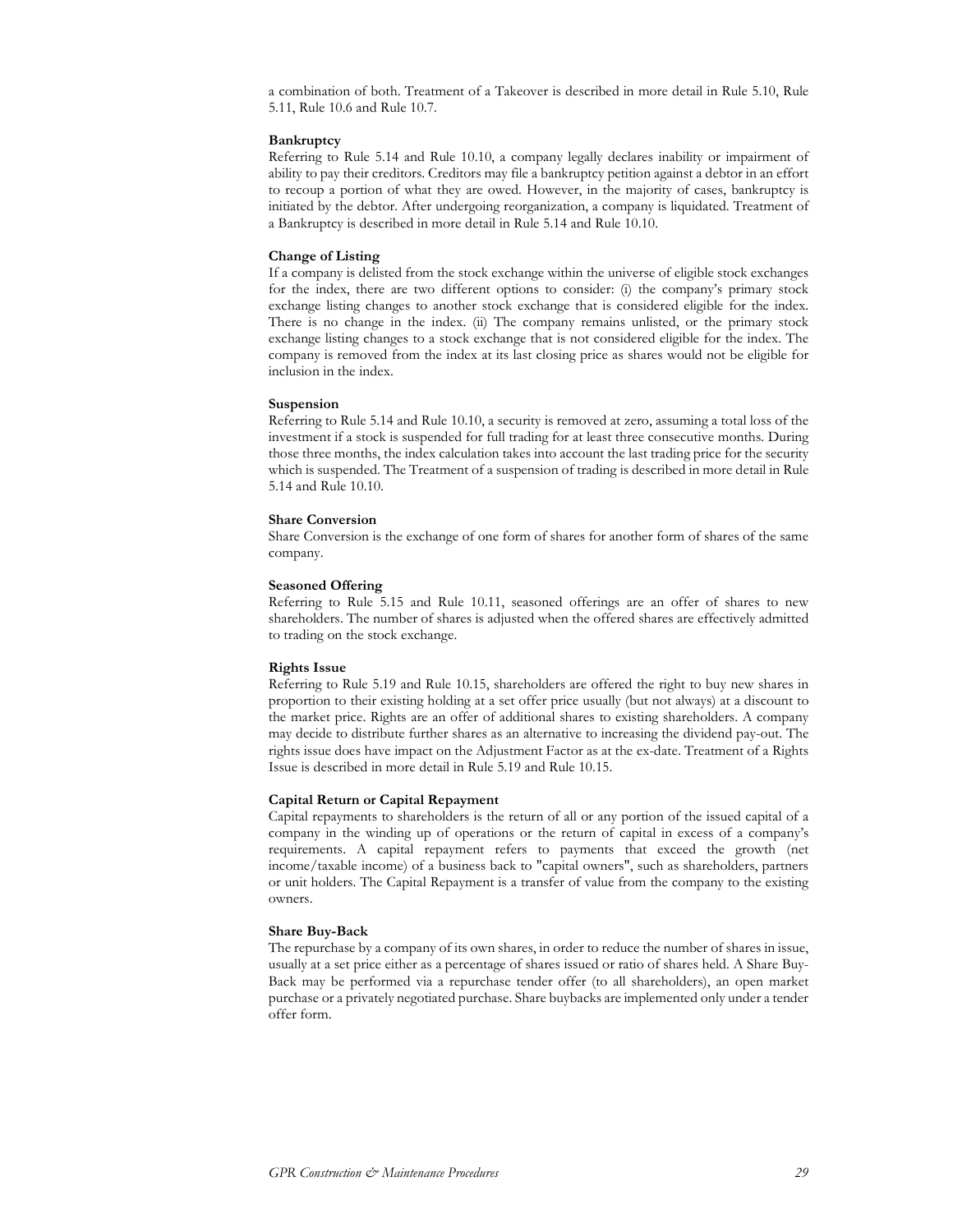a combination of both. Treatment of a Takeover is described in more detail in Rule 5.10, Rule 5.11, Rule 10.6 and Rule 10.7.

**Bankruptcy**

Referring to Rule 5.14 and Rule 10.10, a company legally declares inability or impairment of ability to pay their creditors. Creditors may file a bankruptcy petition against a debtor in an effort to recoup a portion of what they are owed. However, in the majority of cases, bankruptcy is initiated by the debtor. After undergoing reorganization, a company is liquidated. Treatment of a Bankruptcy is described in more detail in Rule 5.14 and Rule 10.10.

**Change of Listing**

If a company is delisted from the stock exchange within the universe of eligible stock exchanges for the index, there are two different options to consider: (i) the company's primary stock exchange listing changes to another stock exchange that is considered eligible for the index. There is no change in the index. (ii) The company remains unlisted, or the primary stock exchange listing changes to a stock exchange that is not considered eligible for the index. The company is removed from the index at its last closing price as shares would not be eligible for inclusion in the index.

**Suspension**

Referring to Rule 5.14 and Rule 10.10, a security is removed at zero, assuming a total loss of the investment if a stock is suspended for full trading for at least three consecutive months. During those three months, the index calculation takes into account the last trading price for the security which is suspended. The Treatment of a suspension of trading is described in more detail in Rule 5.14 and Rule 10.10.

**Share Conversion**

Share Conversion is the exchange of one form of shares for another form of shares of the same company.

**Seasoned Offering**

Referring to Rule 5.15 and Rule 10.11, seasoned offerings are an offer of shares to new shareholders. The number of shares is adjusted when the offered shares are effectively admitted to trading on the stock exchange.

**Rights Issue**

Referring to Rule 5.19 and Rule 10.15, shareholders are offered the right to buy new shares in proportion to their existing holding at a set offer price usually (but not always) at a discount to the market price. Rights are an offer of additional shares to existing shareholders. A company may decide to distribute further shares as an alternative to increasing the dividend pay-out. The rights issue does have impact on the Adjustment Factor as at the ex-date. Treatment of a Rights Issue is described in more detail in Rule 5.19 and Rule 10.15.

**Capital Return or Capital Repayment**

Capital repayments to shareholders is the return of all or any portion of the issued capital of a company in the winding up of operations or the return of capital in excess of a company's requirements. A capital repayment refers to payments that exceed the growth (net income/taxable income) of a business back to "capital owners", such as shareholders, partners or unit holders. The Capital Repayment is a transfer of value from the company to the existing owners.

**Share Buy-Back**

The repurchase by a company of its own shares, in order to reduce the number of shares in issue, usually at a set price either as a percentage of shares issued or ratio of shares held. A Share Buy-Back may be performed via a repurchase tender offer (to all shareholders), an open market purchase or a privately negotiated purchase. Share buybacks are implemented only under a tender offer form.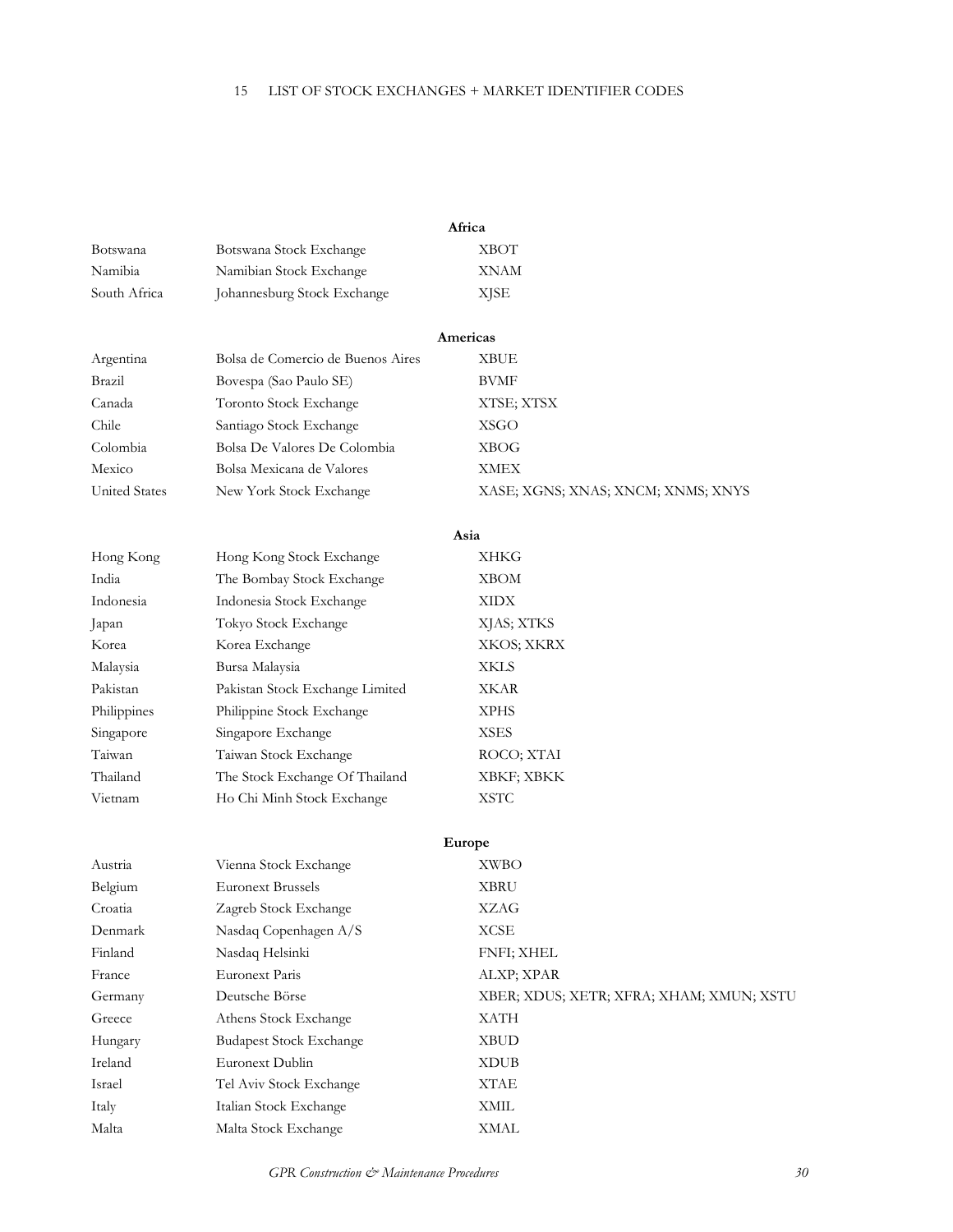# 15 LIST OF STOCK EXCHANGES + MARKET IDENTIFIER CODES

| | | |
|---|---|---|
| | **Africa** | |
| Botswana | Botswana Stock Exchange | XBOT |
| Namibia | Namibian Stock Exchange | XNAM |
| South Africa | Johannesburg Stock Exchange | XJSE |
| | **Americas** | |
| Argentina | Bolsa de Comercio de Buenos Aires | XBUE |
| Brazil | Bovespa (Sao Paulo SE) | BVMF |
| Canada | Toronto Stock Exchange | XTSE; XTSX |
| Chile | Santiago Stock Exchange | XSGO |
| Colombia | Bolsa De Valores De Colombia | XBOG |
| Mexico | Bolsa Mexicana de Valores | XMEX |
| United States | New York Stock Exchange | XASE; XGNS; XNAS; XNCM; XNMS; XNYS |
| | **Asia** | |
| Hong Kong | Hong Kong Stock Exchange | XHKG |
| India | The Bombay Stock Exchange | XBOM |
| Indonesia | Indonesia Stock Exchange | XIDX |
| Japan | Tokyo Stock Exchange | XJAS; XTKS |
| Korea | Korea Exchange | XKOS; XKRX |
| Malaysia | Bursa Malaysia | XKLS |
| Pakistan | Pakistan Stock Exchange Limited | XKAR |
| Philippines | Philippine Stock Exchange | XPHS |
| Singapore | Singapore Exchange | XSES |
| Taiwan | Taiwan Stock Exchange | ROCO; XTAI |
| Thailand | The Stock Exchange Of Thailand | XBKF; XBKK |
| Vietnam | Ho Chi Minh Stock Exchange | XSTC |
| | **Europe** | |
| Austria | Vienna Stock Exchange | XWBO |
| Belgium | Euronext Brussels | XBRU |
| Croatia | Zagreb Stock Exchange | XZAG |
| Denmark | Nasdaq Copenhagen A/S | XCSE |
| Finland | Nasdaq Helsinki | FNFI; XHEL |
| France | Euronext Paris | ALXP; XPAR |
| Germany | Deutsche Börse | XBER; XDUS; XETR; XFRA; XHAM; XMUN; XSTU |
| Greece | Athens Stock Exchange | XATH |
| Hungary | Budapest Stock Exchange | XBUD |
| Ireland | Euronext Dublin | XDUB |
| Israel | Tel Aviv Stock Exchange | XTAE |
| Italy | Italian Stock Exchange | XMIL |
| Malta | Malta Stock Exchange | XMAL |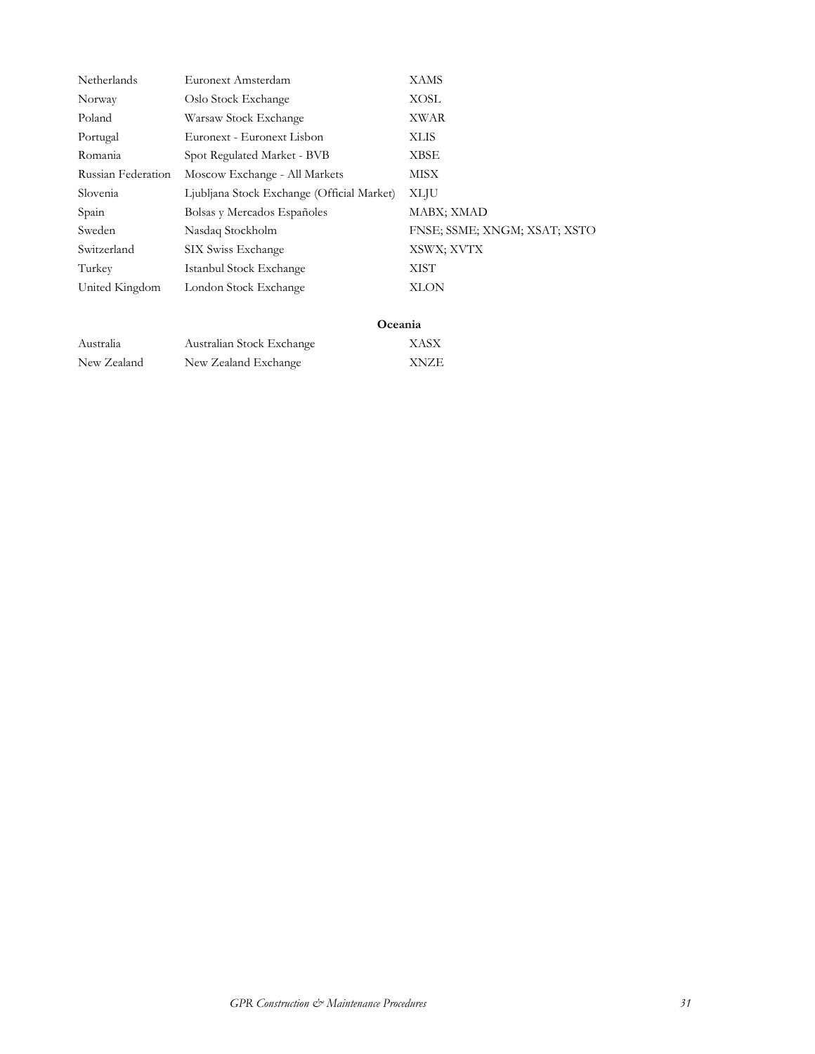| | | |
|---|---|---|
| Netherlands | Euronext Amsterdam | XAMS |
| Norway | Oslo Stock Exchange | XOSL |
| Poland | Warsaw Stock Exchange | XWAR |
| Portugal | Euronext - Euronext Lisbon | XLIS |
| Romania | Spot Regulated Market - BVB | XBSE |
| Russian Federation | Moscow Exchange - All Markets | MISX |
| Slovenia | Ljubljana Stock Exchange (Official Market) | XLJU |
| Spain | Bolsas y Mercados Españoles | MABX; XMAD |
| Sweden | Nasdaq Stockholm | FNSE; SSME; XNGM; XSAT; XSTO |
| Switzerland | SIX Swiss Exchange | XSWX; XVTX |
| Turkey | Istanbul Stock Exchange | XIST |
| United Kingdom | London Stock Exchange | XLON |

**Oceania**

| | | |
|---|---|---|
| Australia | Australian Stock Exchange | XASX |
| New Zealand | New Zealand Exchange | XNZE |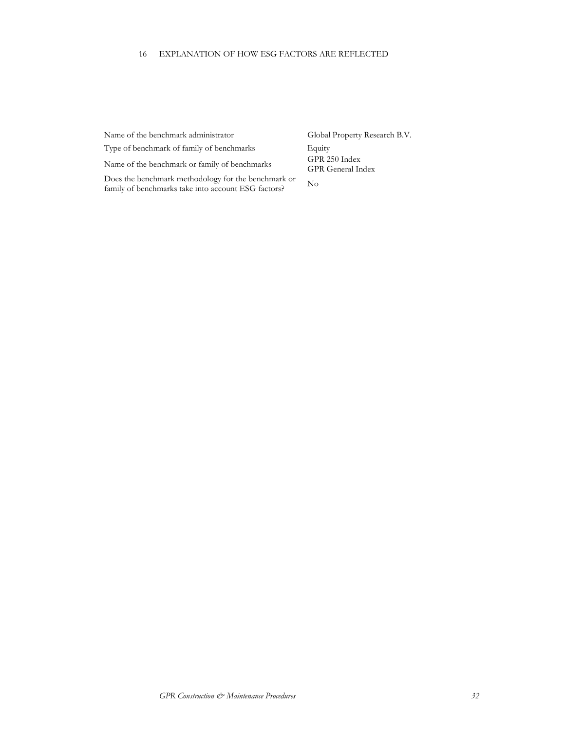# 16 EXPLANATION OF HOW ESG FACTORS ARE REFLECTED

| | |
|---|---|
| Name of the benchmark administrator | Global Property Research B.V. |
| Type of benchmark of family of benchmarks | Equity |
| Name of the benchmark or family of benchmarks | GPR 250 Index<br>GPR General Index |
| Does the benchmark methodology for the benchmark or family of benchmarks take into account ESG factors? | No |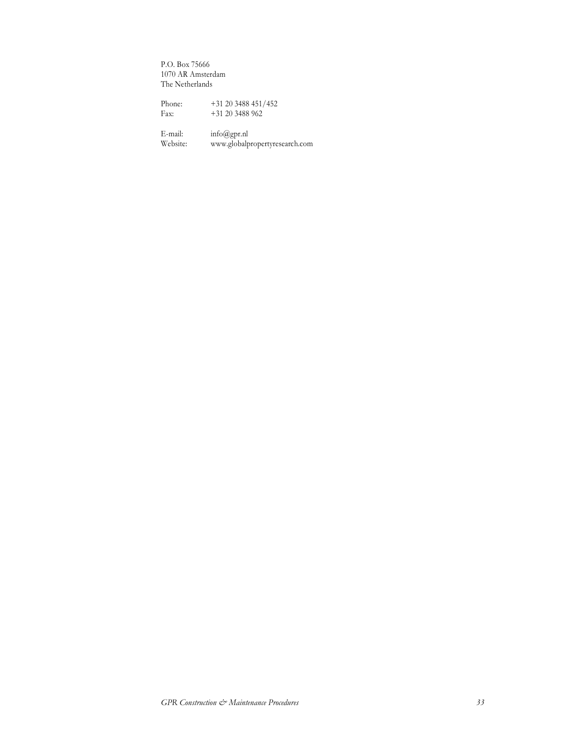P.O. Box 75666
1070 AR Amsterdam
The Netherlands

| | |
|---|---|
| Phone: | +31 20 3488 451/452 |
| Fax: | +31 20 3488 962 |

| | |
|---|---|
| E-mail: | info@gpr.nl |
| Website: | www.globalpropertyresearch.com |